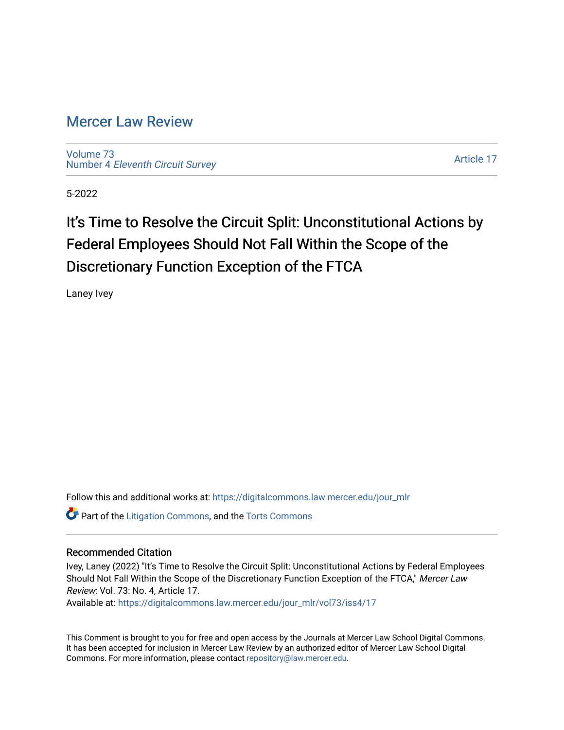# Mercer Law Review

Volume 73
Number 4 *Eleventh Circuit Survey*

Article 17

5-2022

## It's Time to Resolve the Circuit Split: Unconstitutional Actions by Federal Employees Should Not Fall Within the Scope of the Discretionary Function Exception of the FTCA

Laney Ivey

Follow this and additional works at: https://digitalcommons.law.mercer.edu/jour_mlr

Part of the Litigation Commons, and the Torts Commons

### Recommended Citation

Ivey, Laney (2022) "It's Time to Resolve the Circuit Split: Unconstitutional Actions by Federal Employees Should Not Fall Within the Scope of the Discretionary Function Exception of the FTCA," *Mercer Law Review*: Vol. 73: No. 4, Article 17.
Available at: https://digitalcommons.law.mercer.edu/jour_mlr/vol73/iss4/17

This Comment is brought to you for free and open access by the Journals at Mercer Law School Digital Commons. It has been accepted for inclusion in Mercer Law Review by an authorized editor of Mercer Law School Digital Commons. For more information, please contact repository@law.mercer.edu.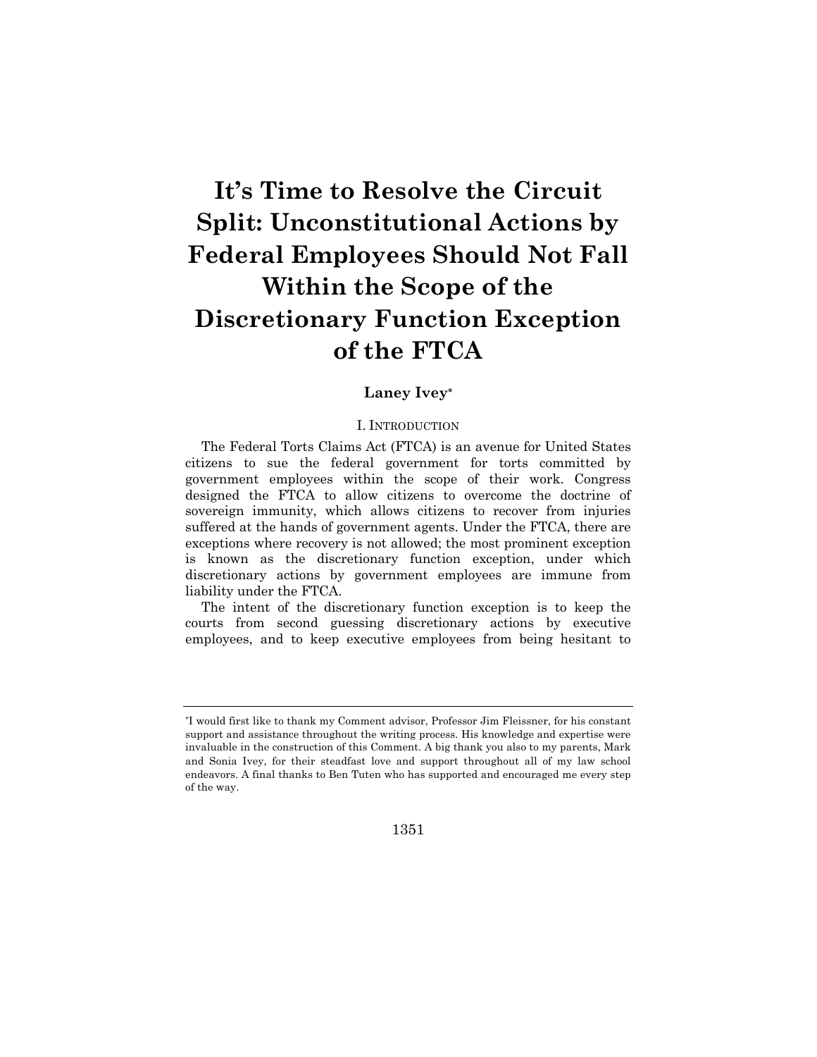# It's Time to Resolve the Circuit Split: Unconstitutional Actions by Federal Employees Should Not Fall Within the Scope of the Discretionary Function Exception of the FTCA

**Laney Ivey***

## I. Introduction

The Federal Torts Claims Act (FTCA) is an avenue for United States citizens to sue the federal government for torts committed by government employees within the scope of their work. Congress designed the FTCA to allow citizens to overcome the doctrine of sovereign immunity, which allows citizens to recover from injuries suffered at the hands of government agents. Under the FTCA, there are exceptions where recovery is not allowed; the most prominent exception is known as the discretionary function exception, under which discretionary actions by government employees are immune from liability under the FTCA.

The intent of the discretionary function exception is to keep the courts from second guessing discretionary actions by executive employees, and to keep executive employees from being hesitant to

---

*I would first like to thank my Comment advisor, Professor Jim Fleissner, for his constant support and assistance throughout the writing process. His knowledge and expertise were invaluable in the construction of this Comment. A big thank you also to my parents, Mark and Sonia Ivey, for their steadfast love and support throughout all of my law school endeavors. A final thanks to Ben Tuten who has supported and encouraged me every step of the way.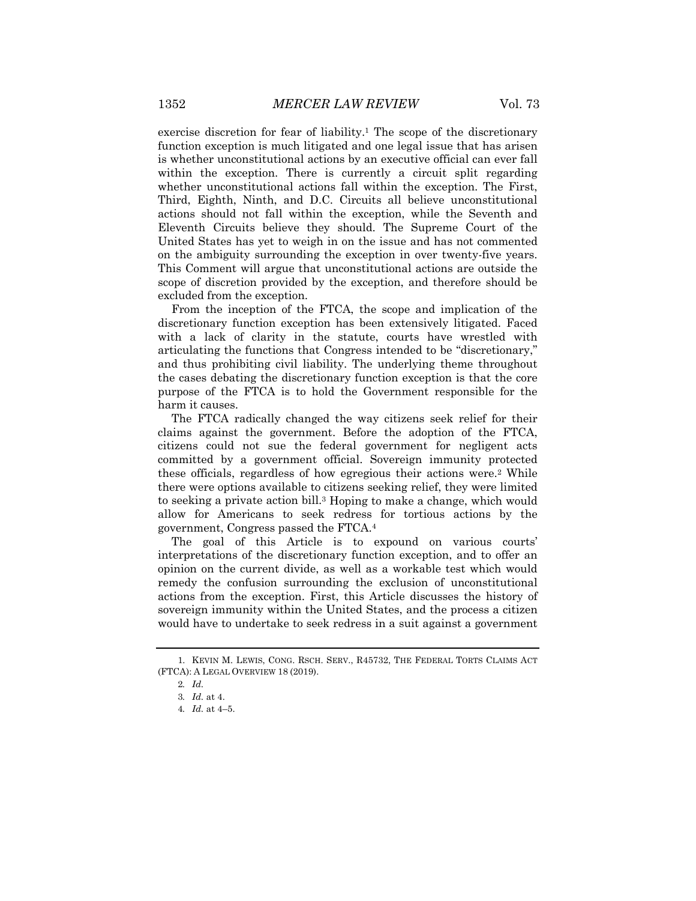exercise discretion for fear of liability.[1] The scope of the discretionary function exception is much litigated and one legal issue that has arisen is whether unconstitutional actions by an executive official can ever fall within the exception. There is currently a circuit split regarding whether unconstitutional actions fall within the exception. The First, Third, Eighth, Ninth, and D.C. Circuits all believe unconstitutional actions should not fall within the exception, while the Seventh and Eleventh Circuits believe they should. The Supreme Court of the United States has yet to weigh in on the issue and has not commented on the ambiguity surrounding the exception in over twenty-five years. This Comment will argue that unconstitutional actions are outside the scope of discretion provided by the exception, and therefore should be excluded from the exception.

From the inception of the FTCA, the scope and implication of the discretionary function exception has been extensively litigated. Faced with a lack of clarity in the statute, courts have wrestled with articulating the functions that Congress intended to be "discretionary," and thus prohibiting civil liability. The underlying theme throughout the cases debating the discretionary function exception is that the core purpose of the FTCA is to hold the Government responsible for the harm it causes.

The FTCA radically changed the way citizens seek relief for their claims against the government. Before the adoption of the FTCA, citizens could not sue the federal government for negligent acts committed by a government official. Sovereign immunity protected these officials, regardless of how egregious their actions were.[2] While there were options available to citizens seeking relief, they were limited to seeking a private action bill.[3] Hoping to make a change, which would allow for Americans to seek redress for tortious actions by the government, Congress passed the FTCA.[4]

The goal of this Article is to expound on various courts' interpretations of the discretionary function exception, and to offer an opinion on the current divide, as well as a workable test which would remedy the confusion surrounding the exclusion of unconstitutional actions from the exception. First, this Article discusses the history of sovereign immunity within the United States, and the process a citizen would have to undertake to seek redress in a suit against a government

---

1. KEVIN M. LEWIS, CONG. RSCH. SERV., R45732, THE FEDERAL TORTS CLAIMS ACT (FTCA): A LEGAL OVERVIEW 18 (2019).

2. *Id.*

3. *Id.* at 4.

4. *Id.* at 4–5.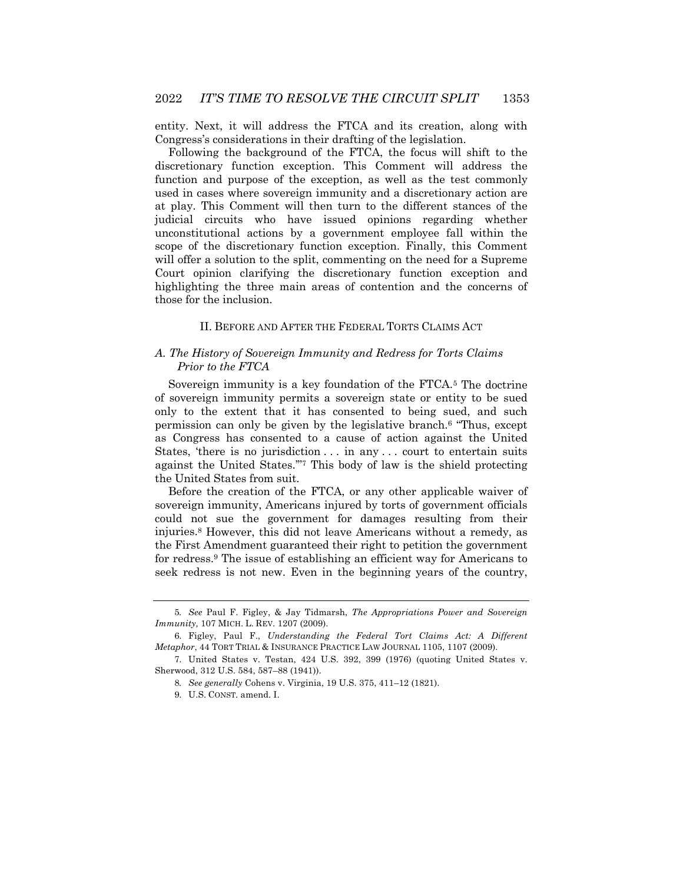entity. Next, it will address the FTCA and its creation, along with Congress's considerations in their drafting of the legislation.

Following the background of the FTCA, the focus will shift to the discretionary function exception. This Comment will address the function and purpose of the exception, as well as the test commonly used in cases where sovereign immunity and a discretionary action are at play. This Comment will then turn to the different stances of the judicial circuits who have issued opinions regarding whether unconstitutional actions by a government employee fall within the scope of the discretionary function exception. Finally, this Comment will offer a solution to the split, commenting on the need for a Supreme Court opinion clarifying the discretionary function exception and highlighting the three main areas of contention and the concerns of those for the inclusion.

## II. BEFORE AND AFTER THE FEDERAL TORTS CLAIMS ACT

### *A. The History of Sovereign Immunity and Redress for Torts Claims Prior to the FTCA*

Sovereign immunity is a key foundation of the FTCA.[5] The doctrine of sovereign immunity permits a sovereign state or entity to be sued only to the extent that it has consented to being sued, and such permission can only be given by the legislative branch.[6] "Thus, except as Congress has consented to a cause of action against the United States, 'there is no jurisdiction . . . in any . . . court to entertain suits against the United States.'"[7] This body of law is the shield protecting the United States from suit.

Before the creation of the FTCA, or any other applicable waiver of sovereign immunity, Americans injured by torts of government officials could not sue the government for damages resulting from their injuries.[8] However, this did not leave Americans without a remedy, as the First Amendment guaranteed their right to petition the government for redress.[9] The issue of establishing an efficient way for Americans to seek redress is not new. Even in the beginning years of the country,

---

5. *See* Paul F. Figley, & Jay Tidmarsh, *The Appropriations Power and Sovereign Immunity,* 107 MICH. L. REV. 1207 (2009).

6. Figley, Paul F., *Understanding the Federal Tort Claims Act: A Different Metaphor*, 44 TORT TRIAL & INSURANCE PRACTICE LAW JOURNAL 1105, 1107 (2009).

7. United States v. Testan, 424 U.S. 392, 399 (1976) (quoting United States v. Sherwood, 312 U.S. 584, 587–88 (1941)).

8. *See generally* Cohens v. Virginia, 19 U.S. 375, 411–12 (1821).

9. U.S. CONST. amend. I.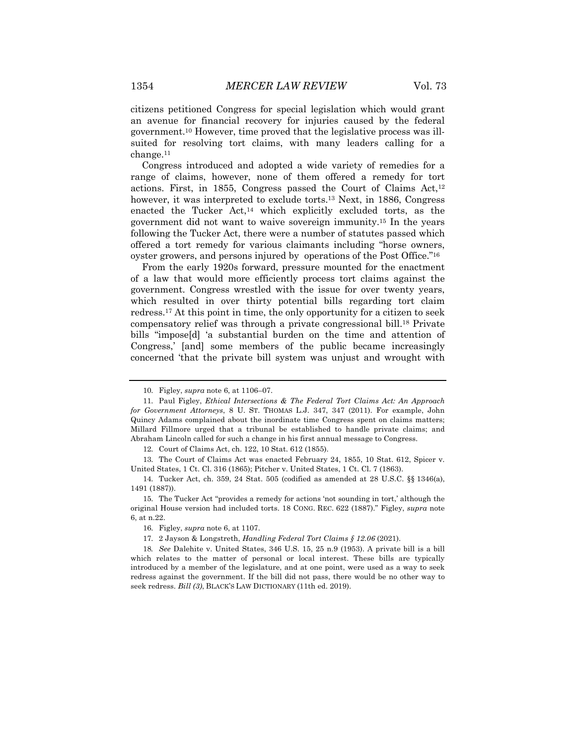citizens petitioned Congress for special legislation which would grant an avenue for financial recovery for injuries caused by the federal government.[10] However, time proved that the legislative process was ill-suited for resolving tort claims, with many leaders calling for a change.[11]

Congress introduced and adopted a wide variety of remedies for a range of claims, however, none of them offered a remedy for tort actions. First, in 1855, Congress passed the Court of Claims Act,[12] however, it was interpreted to exclude torts.[13] Next, in 1886, Congress enacted the Tucker Act,[14] which explicitly excluded torts, as the government did not want to waive sovereign immunity.[15] In the years following the Tucker Act, there were a number of statutes passed which offered a tort remedy for various claimants including "horse owners, oyster growers, and persons injured by operations of the Post Office."[16]

From the early 1920s forward, pressure mounted for the enactment of a law that would more efficiently process tort claims against the government. Congress wrestled with the issue for over twenty years, which resulted in over thirty potential bills regarding tort claim redress.[17] At this point in time, the only opportunity for a citizen to seek compensatory relief was through a private congressional bill.[18] Private bills "impose[d] 'a substantial burden on the time and attention of Congress,' [and] some members of the public became increasingly concerned 'that the private bill system was unjust and wrought with

---

10. Figley, *supra* note 6, at 1106–07.

11. Paul Figley, *Ethical Intersections & The Federal Tort Claims Act: An Approach for Government Attorneys*, 8 U. ST. THOMAS L.J. 347, 347 (2011). For example, John Quincy Adams complained about the inordinate time Congress spent on claims matters; Millard Fillmore urged that a tribunal be established to handle private claims; and Abraham Lincoln called for such a change in his first annual message to Congress.

12. Court of Claims Act, ch. 122, 10 Stat. 612 (1855).

13. The Court of Claims Act was enacted February 24, 1855, 10 Stat. 612, Spicer v. United States, 1 Ct. Cl. 316 (1865); Pitcher v. United States, 1 Ct. Cl. 7 (1863).

14. Tucker Act, ch. 359, 24 Stat. 505 (codified as amended at 28 U.S.C. §§ 1346(a), 1491 (1887)).

15. The Tucker Act "provides a remedy for actions 'not sounding in tort,' although the original House version had included torts. 18 CONG. REC. 622 (1887)." Figley, *supra* note 6, at n.22.

16. Figley, *supra* note 6, at 1107.

17. 2 Jayson & Longstreth, *Handling Federal Tort Claims § 12.06* (2021).

18. *See* Dalehite v. United States, 346 U.S. 15, 25 n.9 (1953). A private bill is a bill which relates to the matter of personal or local interest. These bills are typically introduced by a member of the legislature, and at one point, were used as a way to seek redress against the government. If the bill did not pass, there would be no other way to seek redress. *Bill (3)*, BLACK'S LAW DICTIONARY (11th ed. 2019).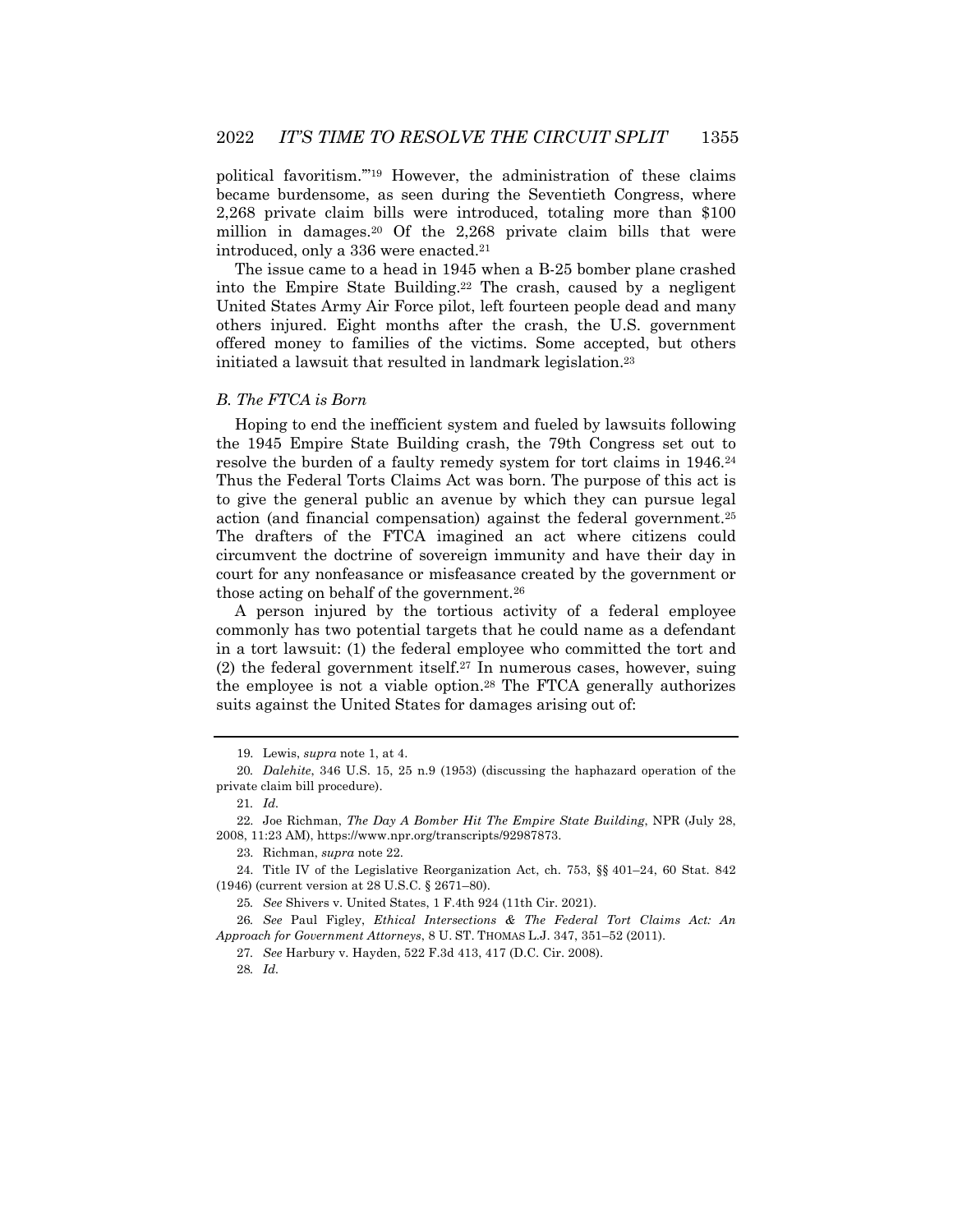political favoritism.'"[19] However, the administration of these claims became burdensome, as seen during the Seventieth Congress, where 2,268 private claim bills were introduced, totaling more than $100 million in damages.[20] Of the 2,268 private claim bills that were introduced, only a 336 were enacted.[21]

The issue came to a head in 1945 when a B-25 bomber plane crashed into the Empire State Building.[22] The crash, caused by a negligent United States Army Air Force pilot, left fourteen people dead and many others injured. Eight months after the crash, the U.S. government offered money to families of the victims. Some accepted, but others initiated a lawsuit that resulted in landmark legislation.[23]

### *B. The FTCA is Born*

Hoping to end the inefficient system and fueled by lawsuits following the 1945 Empire State Building crash, the 79th Congress set out to resolve the burden of a faulty remedy system for tort claims in 1946.[24] Thus the Federal Torts Claims Act was born. The purpose of this act is to give the general public an avenue by which they can pursue legal action (and financial compensation) against the federal government.[25] The drafters of the FTCA imagined an act where citizens could circumvent the doctrine of sovereign immunity and have their day in court for any nonfeasance or misfeasance created by the government or those acting on behalf of the government.[26]

A person injured by the tortious activity of a federal employee commonly has two potential targets that he could name as a defendant in a tort lawsuit: (1) the federal employee who committed the tort and (2) the federal government itself.[27] In numerous cases, however, suing the employee is not a viable option.[28] The FTCA generally authorizes suits against the United States for damages arising out of:

---

19. Lewis, *supra* note 1, at 4.

20. *Dalehite*, 346 U.S. 15, 25 n.9 (1953) (discussing the haphazard operation of the private claim bill procedure).

21. *Id.*

22. Joe Richman, *The Day A Bomber Hit The Empire State Building*, NPR (July 28, 2008, 11:23 AM), https://www.npr.org/transcripts/92987873.

23. Richman, *supra* note 22.

24. Title IV of the Legislative Reorganization Act, ch. 753, §§ 401–24, 60 Stat. 842 (1946) (current version at 28 U.S.C. § 2671–80).

25. *See* Shivers v. United States, 1 F.4th 924 (11th Cir. 2021).

26. *See* Paul Figley, *Ethical Intersections & The Federal Tort Claims Act: An Approach for Government Attorneys*, 8 U. ST. THOMAS L.J. 347, 351–52 (2011).

27. *See* Harbury v. Hayden, 522 F.3d 413, 417 (D.C. Cir. 2008).

28. *Id.*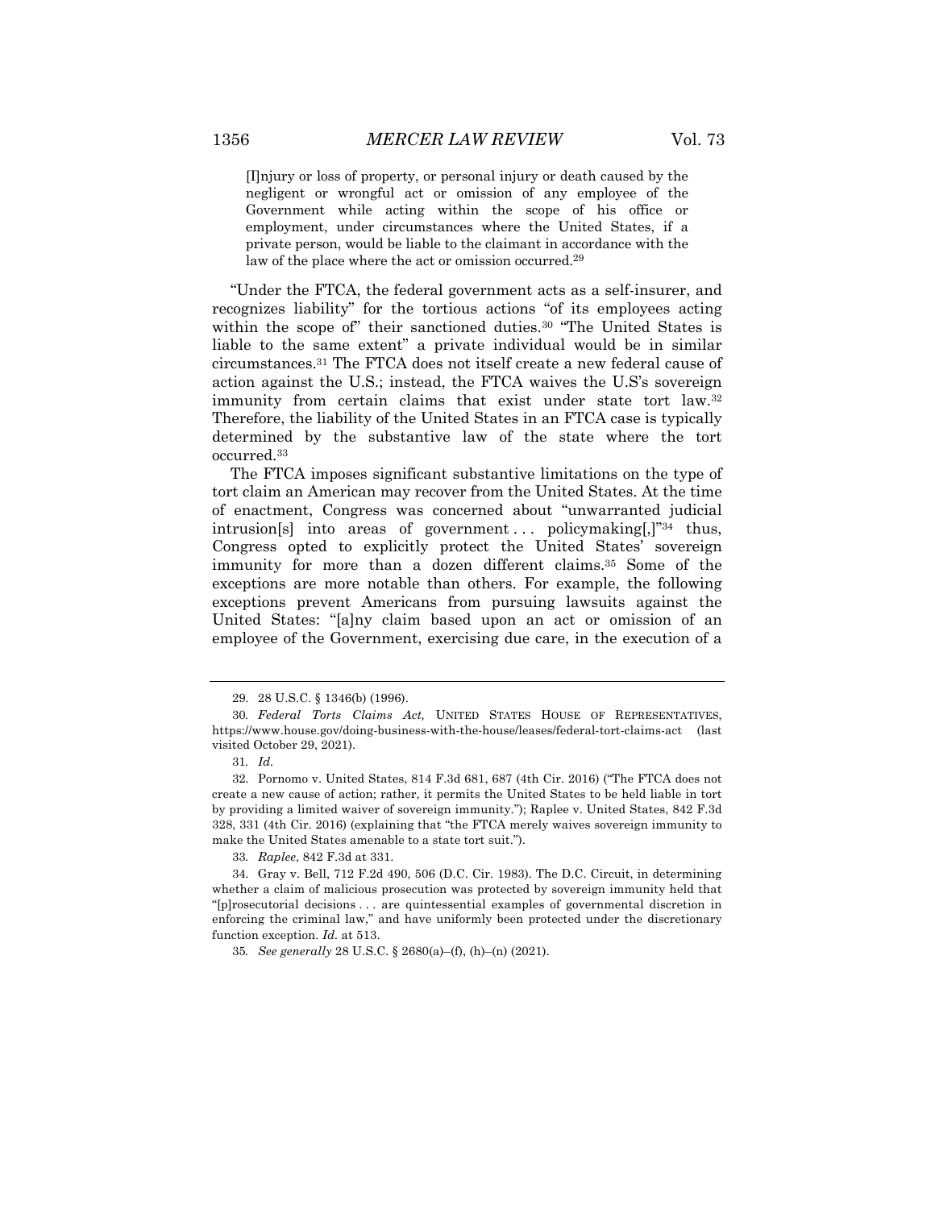> [I]njury or loss of property, or personal injury or death caused by the negligent or wrongful act or omission of any employee of the Government while acting within the scope of his office or employment, under circumstances where the United States, if a private person, would be liable to the claimant in accordance with the law of the place where the act or omission occurred.[29]

"Under the FTCA, the federal government acts as a self-insurer, and recognizes liability" for the tortious actions "of its employees acting within the scope of" their sanctioned duties.[30] "The United States is liable to the same extent" a private individual would be in similar circumstances.[31] The FTCA does not itself create a new federal cause of action against the U.S.; instead, the FTCA waives the U.S's sovereign immunity from certain claims that exist under state tort law.[32] Therefore, the liability of the United States in an FTCA case is typically determined by the substantive law of the state where the tort occurred.[33]

The FTCA imposes significant substantive limitations on the type of tort claim an American may recover from the United States. At the time of enactment, Congress was concerned about "unwarranted judicial intrusion[s] into areas of government . . . policymaking[,]"[34] thus, Congress opted to explicitly protect the United States' sovereign immunity for more than a dozen different claims.[35] Some of the exceptions are more notable than others. For example, the following exceptions prevent Americans from pursuing lawsuits against the United States: "[a]ny claim based upon an act or omission of an employee of the Government, exercising due care, in the execution of a

---

29. 28 U.S.C. § 1346(b) (1996).

30. *Federal Torts Claims Act,* UNITED STATES HOUSE OF REPRESENTATIVES, https://www.house.gov/doing-business-with-the-house/leases/federal-tort-claims-act (last visited October 29, 2021).

31. *Id.*

32. Pornomo v. United States, 814 F.3d 681, 687 (4th Cir. 2016) ("The FTCA does not create a new cause of action; rather, it permits the United States to be held liable in tort by providing a limited waiver of sovereign immunity."); Raplee v. United States, 842 F.3d 328, 331 (4th Cir. 2016) (explaining that "the FTCA merely waives sovereign immunity to make the United States amenable to a state tort suit.").

33. *Raplee*, 842 F.3d at 331.

34. Gray v. Bell, 712 F.2d 490, 506 (D.C. Cir. 1983). The D.C. Circuit, in determining whether a claim of malicious prosecution was protected by sovereign immunity held that "[p]rosecutorial decisions . . . are quintessential examples of governmental discretion in enforcing the criminal law," and have uniformly been protected under the discretionary function exception. *Id.* at 513.

35. *See generally* 28 U.S.C. § 2680(a)–(f), (h)–(n) (2021).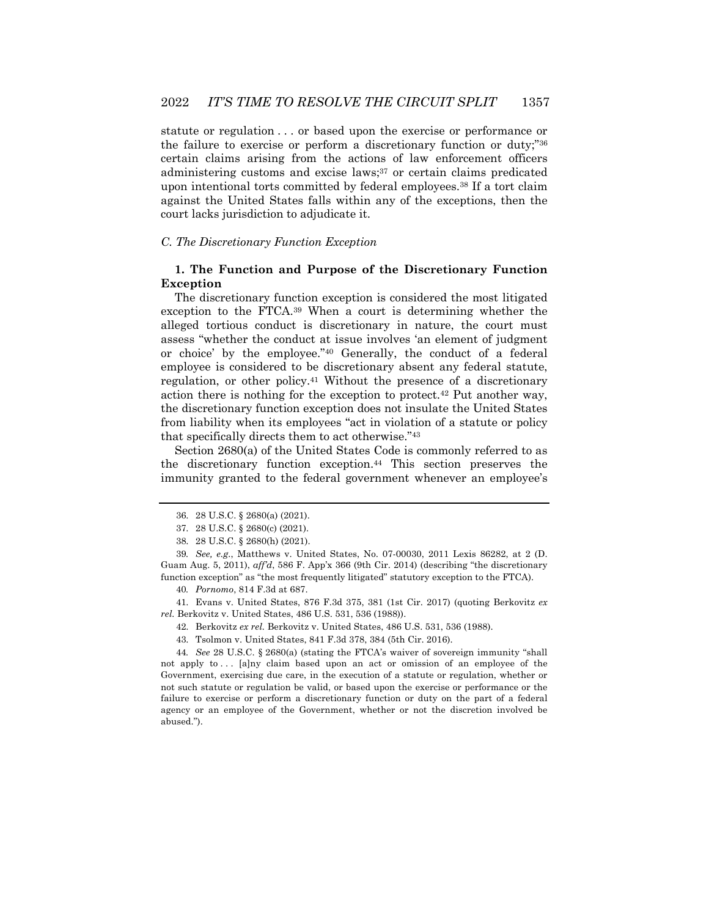statute or regulation . . . or based upon the exercise or performance or the failure to exercise or perform a discretionary function or duty;"[36] certain claims arising from the actions of law enforcement officers administering customs and excise laws;[37] or certain claims predicated upon intentional torts committed by federal employees.[38] If a tort claim against the United States falls within any of the exceptions, then the court lacks jurisdiction to adjudicate it.

### *C. The Discretionary Function Exception*

#### 1. The Function and Purpose of the Discretionary Function Exception

The discretionary function exception is considered the most litigated exception to the FTCA.[39] When a court is determining whether the alleged tortious conduct is discretionary in nature, the court must assess "whether the conduct at issue involves 'an element of judgment or choice' by the employee."[40] Generally, the conduct of a federal employee is considered to be discretionary absent any federal statute, regulation, or other policy.[41] Without the presence of a discretionary action there is nothing for the exception to protect.[42] Put another way, the discretionary function exception does not insulate the United States from liability when its employees "act in violation of a statute or policy that specifically directs them to act otherwise."[43]

Section 2680(a) of the United States Code is commonly referred to as the discretionary function exception.[44] This section preserves the immunity granted to the federal government whenever an employee's

---

36. 28 U.S.C. § 2680(a) (2021).

37. 28 U.S.C. § 2680(c) (2021).

38. 28 U.S.C. § 2680(h) (2021).

39. *See, e.g.*, Matthews v. United States, No. 07-00030, 2011 Lexis 86282, at 2 (D. Guam Aug. 5, 2011), *aff'd*, 586 F. App'x 366 (9th Cir. 2014) (describing "the discretionary function exception" as "the most frequently litigated" statutory exception to the FTCA).

40. *Pornomo*, 814 F.3d at 687.

41. Evans v. United States, 876 F.3d 375, 381 (1st Cir. 2017) (quoting Berkovitz *ex rel.* Berkovitz v. United States, 486 U.S. 531, 536 (1988)).

42. Berkovitz *ex rel.* Berkovitz v. United States, 486 U.S. 531, 536 (1988).

43. Tsolmon v. United States, 841 F.3d 378, 384 (5th Cir. 2016).

44. *See* 28 U.S.C. § 2680(a) (stating the FTCA's waiver of sovereign immunity "shall not apply to . . . [a]ny claim based upon an act or omission of an employee of the Government, exercising due care, in the execution of a statute or regulation, whether or not such statute or regulation be valid, or based upon the exercise or performance or the failure to exercise or perform a discretionary function or duty on the part of a federal agency or an employee of the Government, whether or not the discretion involved be abused.").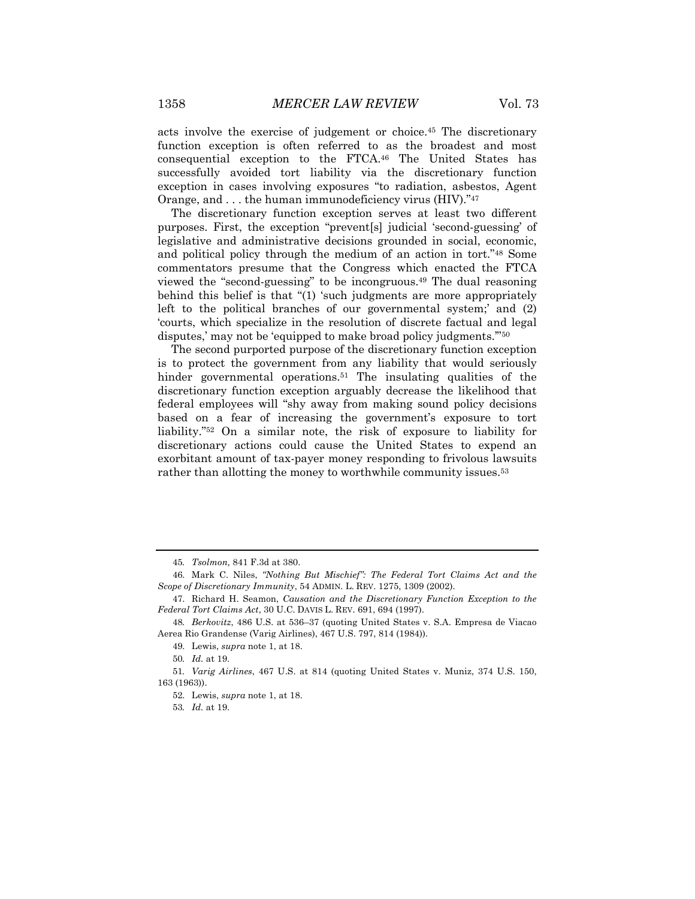acts involve the exercise of judgement or choice.[45] The discretionary function exception is often referred to as the broadest and most consequential exception to the FTCA.[46] The United States has successfully avoided tort liability via the discretionary function exception in cases involving exposures "to radiation, asbestos, Agent Orange, and . . . the human immunodeficiency virus (HIV)."[47]

The discretionary function exception serves at least two different purposes. First, the exception "prevent[s] judicial 'second-guessing' of legislative and administrative decisions grounded in social, economic, and political policy through the medium of an action in tort."[48] Some commentators presume that the Congress which enacted the FTCA viewed the "second-guessing" to be incongruous.[49] The dual reasoning behind this belief is that "(1) 'such judgments are more appropriately left to the political branches of our governmental system;' and (2) 'courts, which specialize in the resolution of discrete factual and legal disputes,' may not be 'equipped to make broad policy judgments.'"[50]

The second purported purpose of the discretionary function exception is to protect the government from any liability that would seriously hinder governmental operations.[51] The insulating qualities of the discretionary function exception arguably decrease the likelihood that federal employees will "shy away from making sound policy decisions based on a fear of increasing the government's exposure to tort liability."[52] On a similar note, the risk of exposure to liability for discretionary actions could cause the United States to expend an exorbitant amount of tax-payer money responding to frivolous lawsuits rather than allotting the money to worthwhile community issues.[53]

---

45. *Tsolmon,* 841 F.3d at 380.

46. Mark C. Niles, *"Nothing But Mischief": The Federal Tort Claims Act and the Scope of Discretionary Immunity*, 54 ADMIN. L. REV. 1275, 1309 (2002).

47. Richard H. Seamon, *Causation and the Discretionary Function Exception to the Federal Tort Claims Act*, 30 U.C. DAVIS L. REV. 691, 694 (1997).

48. *Berkovitz*, 486 U.S. at 536–37 (quoting United States v. S.A. Empresa de Viacao Aerea Rio Grandense (Varig Airlines), 467 U.S. 797, 814 (1984)).

49. Lewis, *supra* note 1, at 18.

50. *Id.* at 19.

51. *Varig Airlines*, 467 U.S. at 814 (quoting United States v. Muniz, 374 U.S. 150, 163 (1963)).

52. Lewis, *supra* note 1, at 18.

53. *Id.* at 19.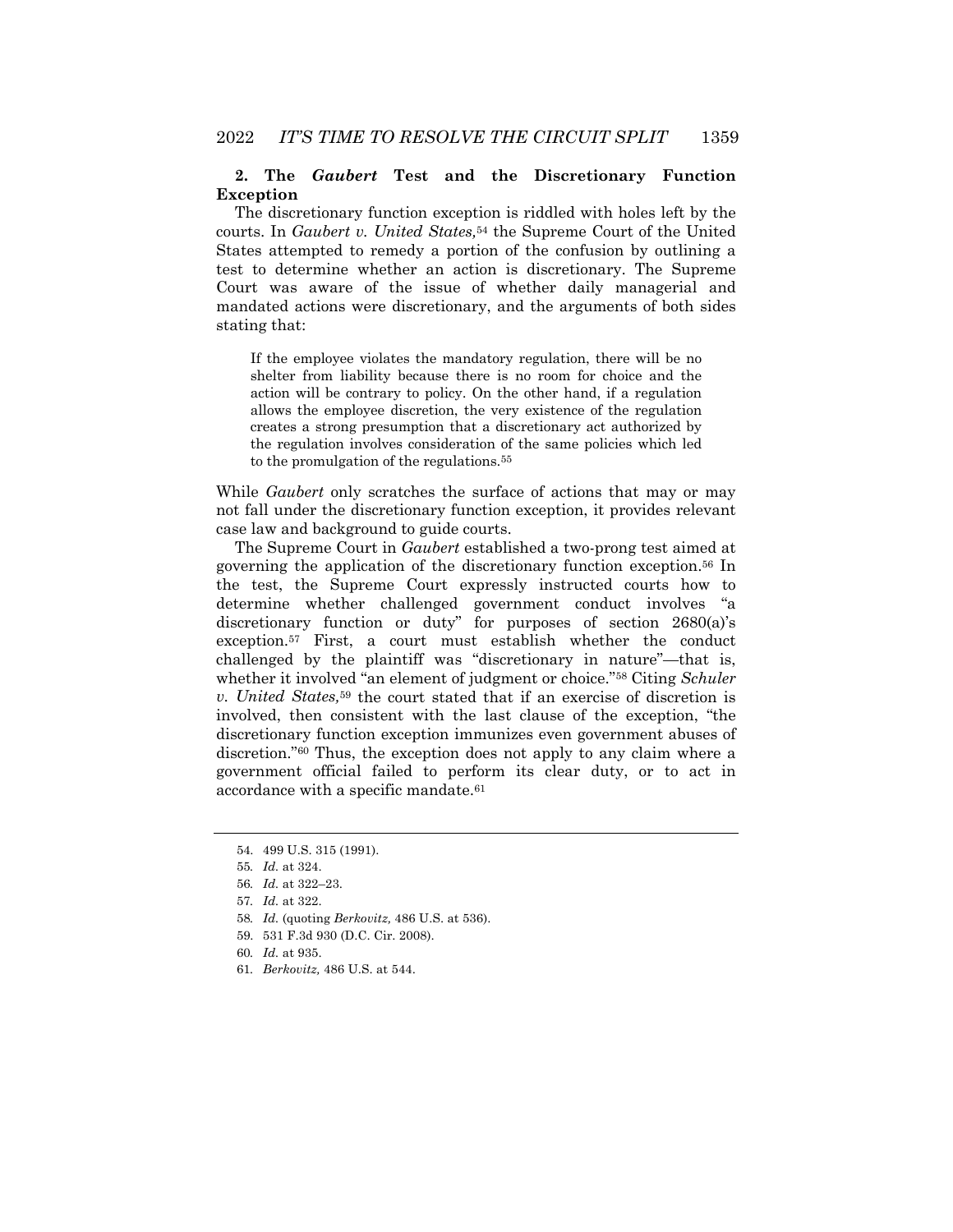### 2. The *Gaubert* Test and the Discretionary Function Exception

The discretionary function exception is riddled with holes left by the courts. In *Gaubert v. United States,*[54] the Supreme Court of the United States attempted to remedy a portion of the confusion by outlining a test to determine whether an action is discretionary. The Supreme Court was aware of the issue of whether daily managerial and mandated actions were discretionary, and the arguments of both sides stating that:

> If the employee violates the mandatory regulation, there will be no shelter from liability because there is no room for choice and the action will be contrary to policy. On the other hand, if a regulation allows the employee discretion, the very existence of the regulation creates a strong presumption that a discretionary act authorized by the regulation involves consideration of the same policies which led to the promulgation of the regulations.[55]

While *Gaubert* only scratches the surface of actions that may or may not fall under the discretionary function exception, it provides relevant case law and background to guide courts.

The Supreme Court in *Gaubert* established a two-prong test aimed at governing the application of the discretionary function exception.[56] In the test, the Supreme Court expressly instructed courts how to determine whether challenged government conduct involves "a discretionary function or duty" for purposes of section 2680(a)'s exception.[57] First, a court must establish whether the conduct challenged by the plaintiff was "discretionary in nature"—that is, whether it involved "an element of judgment or choice."[58] Citing *Schuler v. United States,*[59] the court stated that if an exercise of discretion is involved, then consistent with the last clause of the exception, "the discretionary function exception immunizes even government abuses of discretion."[60] Thus, the exception does not apply to any claim where a government official failed to perform its clear duty, or to act in accordance with a specific mandate.[61]

---

54. 499 U.S. 315 (1991).
55. *Id.* at 324.
56. *Id.* at 322–23.
57. *Id.* at 322.
58. *Id.* (quoting *Berkovitz,* 486 U.S. at 536).
59. 531 F.3d 930 (D.C. Cir. 2008).
60. *Id.* at 935.
61. *Berkovitz,* 486 U.S. at 544.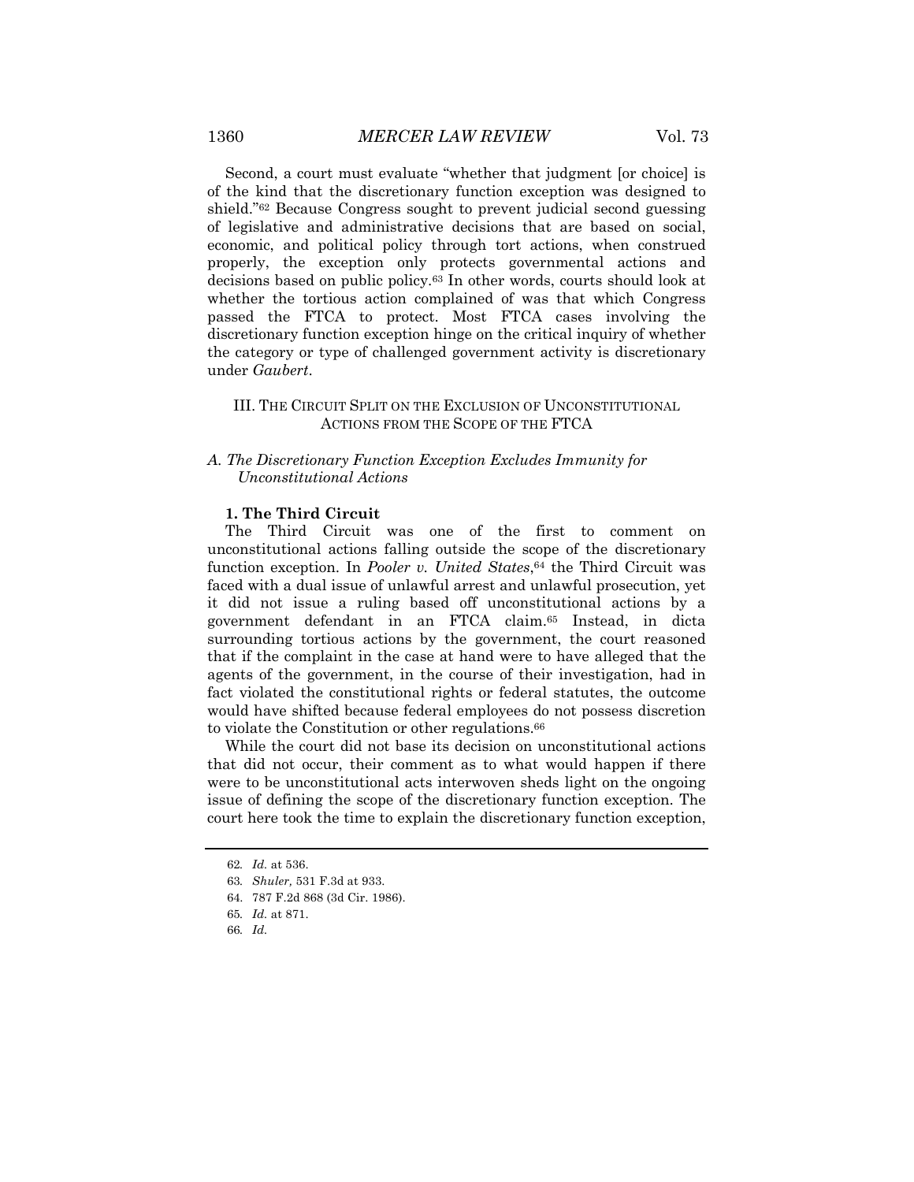Second, a court must evaluate "whether that judgment [or choice] is of the kind that the discretionary function exception was designed to shield."[62] Because Congress sought to prevent judicial second guessing of legislative and administrative decisions that are based on social, economic, and political policy through tort actions, when construed properly, the exception only protects governmental actions and decisions based on public policy.[63] In other words, courts should look at whether the tortious action complained of was that which Congress passed the FTCA to protect. Most FTCA cases involving the discretionary function exception hinge on the critical inquiry of whether the category or type of challenged government activity is discretionary under *Gaubert*.

## III. The Circuit Split on the Exclusion of Unconstitutional Actions from the Scope of the FTCA

### *A. The Discretionary Function Exception Excludes Immunity for Unconstitutional Actions*

#### 1. The Third Circuit

The Third Circuit was one of the first to comment on unconstitutional actions falling outside the scope of the discretionary function exception. In *Pooler v. United States*,[64] the Third Circuit was faced with a dual issue of unlawful arrest and unlawful prosecution, yet it did not issue a ruling based off unconstitutional actions by a government defendant in an FTCA claim.[65] Instead, in dicta surrounding tortious actions by the government, the court reasoned that if the complaint in the case at hand were to have alleged that the agents of the government, in the course of their investigation, had in fact violated the constitutional rights or federal statutes, the outcome would have shifted because federal employees do not possess discretion to violate the Constitution or other regulations.[66]

While the court did not base its decision on unconstitutional actions that did not occur, their comment as to what would happen if there were to be unconstitutional acts interwoven sheds light on the ongoing issue of defining the scope of the discretionary function exception. The court here took the time to explain the discretionary function exception,

---

62. *Id.* at 536.

63. *Shuler,* 531 F.3d at 933.

64. 787 F.2d 868 (3d Cir. 1986).

65. *Id.* at 871.

66. *Id.*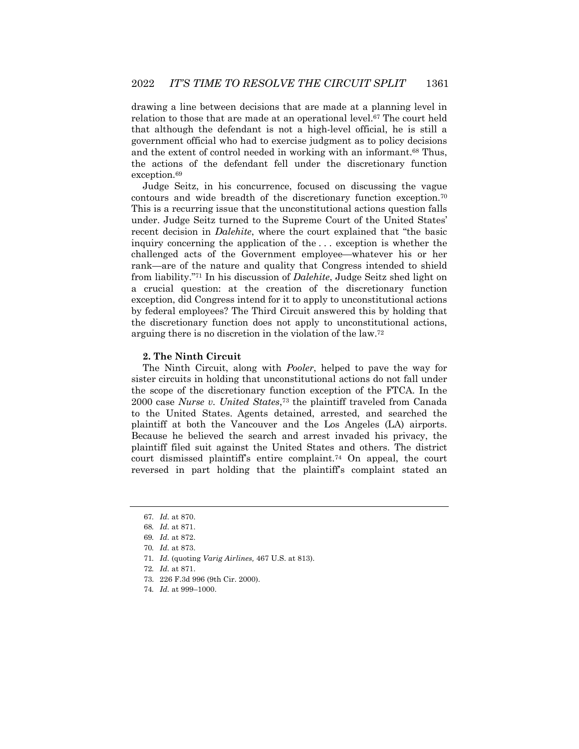drawing a line between decisions that are made at a planning level in relation to those that are made at an operational level.[67] The court held that although the defendant is not a high-level official, he is still a government official who had to exercise judgment as to policy decisions and the extent of control needed in working with an informant.[68] Thus, the actions of the defendant fell under the discretionary function exception.[69]

Judge Seitz, in his concurrence, focused on discussing the vague contours and wide breadth of the discretionary function exception.[70] This is a recurring issue that the unconstitutional actions question falls under. Judge Seitz turned to the Supreme Court of the United States' recent decision in *Dalehite*, where the court explained that "the basic inquiry concerning the application of the . . . exception is whether the challenged acts of the Government employee—whatever his or her rank—are of the nature and quality that Congress intended to shield from liability."[71] In his discussion of *Dalehite*, Judge Seitz shed light on a crucial question: at the creation of the discretionary function exception, did Congress intend for it to apply to unconstitutional actions by federal employees? The Third Circuit answered this by holding that the discretionary function does not apply to unconstitutional actions, arguing there is no discretion in the violation of the law.[72]

#### 2. The Ninth Circuit

The Ninth Circuit, along with *Pooler*, helped to pave the way for sister circuits in holding that unconstitutional actions do not fall under the scope of the discretionary function exception of the FTCA. In the 2000 case *Nurse v. United States*,[73] the plaintiff traveled from Canada to the United States. Agents detained, arrested, and searched the plaintiff at both the Vancouver and the Los Angeles (LA) airports. Because he believed the search and arrest invaded his privacy, the plaintiff filed suit against the United States and others. The district court dismissed plaintiff's entire complaint.[74] On appeal, the court reversed in part holding that the plaintiff's complaint stated an

---

67. *Id.* at 870.
68. *Id.* at 871.
69. *Id.* at 872.
70. *Id.* at 873.
71. *Id.* (quoting *Varig Airlines,* 467 U.S. at 813).
72. *Id.* at 871.
73. 226 F.3d 996 (9th Cir. 2000).
74. *Id.* at 999–1000.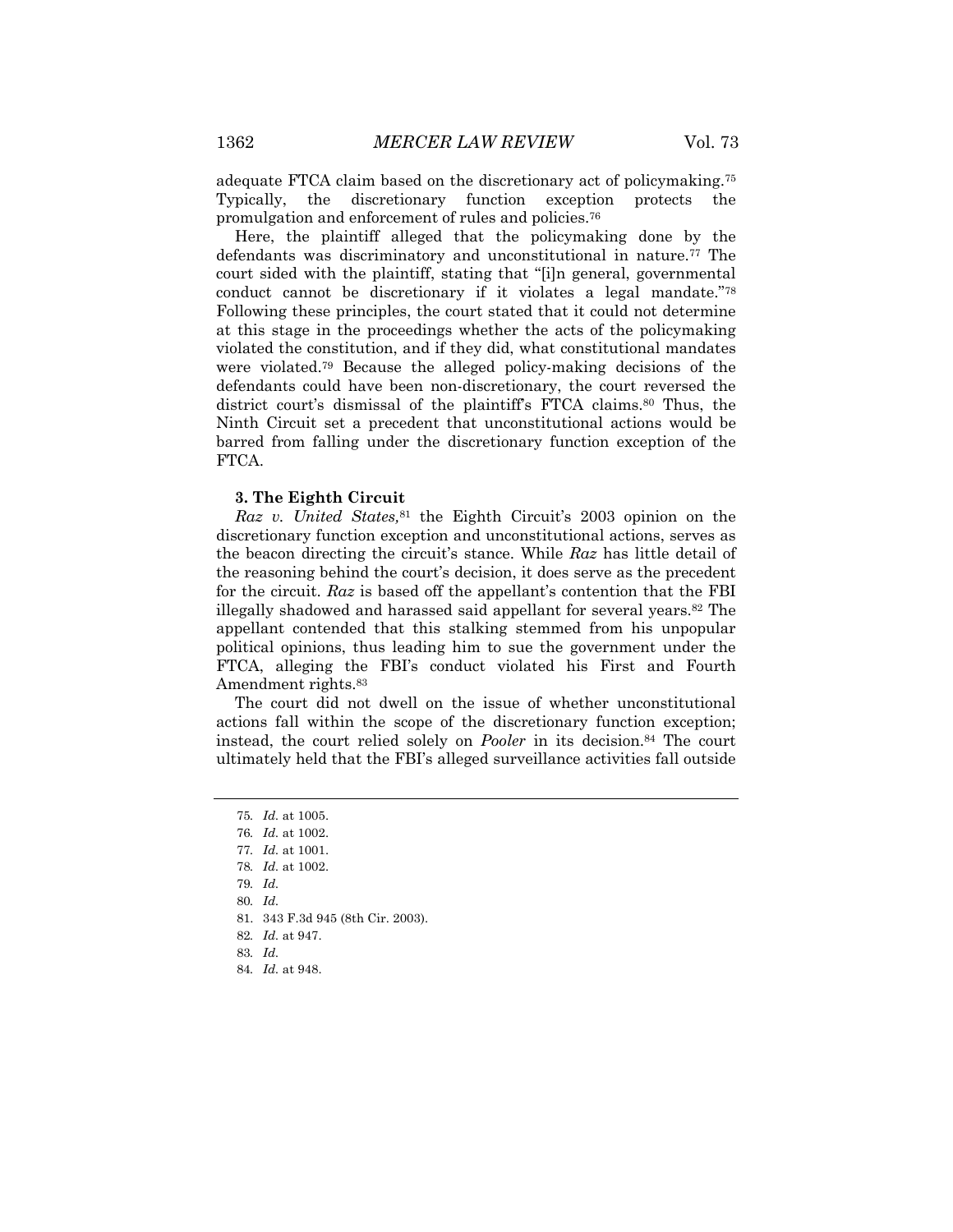adequate FTCA claim based on the discretionary act of policymaking.[75] Typically, the discretionary function exception protects the promulgation and enforcement of rules and policies.[76]

Here, the plaintiff alleged that the policymaking done by the defendants was discriminatory and unconstitutional in nature.[77] The court sided with the plaintiff, stating that "[i]n general, governmental conduct cannot be discretionary if it violates a legal mandate."[78] Following these principles, the court stated that it could not determine at this stage in the proceedings whether the acts of the policymaking violated the constitution, and if they did, what constitutional mandates were violated.[79] Because the alleged policy-making decisions of the defendants could have been non-discretionary, the court reversed the district court's dismissal of the plaintiff's FTCA claims.[80] Thus, the Ninth Circuit set a precedent that unconstitutional actions would be barred from falling under the discretionary function exception of the FTCA.

#### 3. The Eighth Circuit

*Raz v. United States,*[81] the Eighth Circuit's 2003 opinion on the discretionary function exception and unconstitutional actions, serves as the beacon directing the circuit's stance. While *Raz* has little detail of the reasoning behind the court's decision, it does serve as the precedent for the circuit. *Raz* is based off the appellant's contention that the FBI illegally shadowed and harassed said appellant for several years.[82] The appellant contended that this stalking stemmed from his unpopular political opinions, thus leading him to sue the government under the FTCA, alleging the FBI's conduct violated his First and Fourth Amendment rights.[83]

The court did not dwell on the issue of whether unconstitutional actions fall within the scope of the discretionary function exception; instead, the court relied solely on *Pooler* in its decision.[84] The court ultimately held that the FBI's alleged surveillance activities fall outside

---

75. *Id.* at 1005.
76. *Id.* at 1002.
77. *Id.* at 1001.
78. *Id.* at 1002.
79. *Id.*
80. *Id.*
81. 343 F.3d 945 (8th Cir. 2003).
82. *Id.* at 947.
83. *Id.*
84. *Id.* at 948.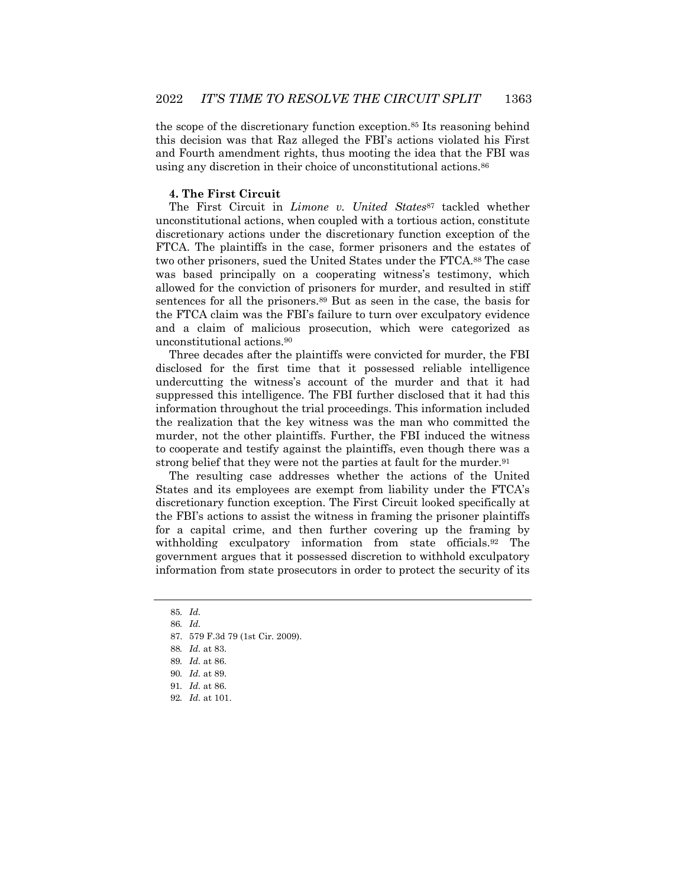the scope of the discretionary function exception.[85] Its reasoning behind this decision was that Raz alleged the FBI's actions violated his First and Fourth amendment rights, thus mooting the idea that the FBI was using any discretion in their choice of unconstitutional actions.[86]

#### 4. The First Circuit

The First Circuit in *Limone v. United States*[87] tackled whether unconstitutional actions, when coupled with a tortious action, constitute discretionary actions under the discretionary function exception of the FTCA. The plaintiffs in the case, former prisoners and the estates of two other prisoners, sued the United States under the FTCA.[88] The case was based principally on a cooperating witness's testimony, which allowed for the conviction of prisoners for murder, and resulted in stiff sentences for all the prisoners.[89] But as seen in the case, the basis for the FTCA claim was the FBI's failure to turn over exculpatory evidence and a claim of malicious prosecution, which were categorized as unconstitutional actions.[90]

Three decades after the plaintiffs were convicted for murder, the FBI disclosed for the first time that it possessed reliable intelligence undercutting the witness's account of the murder and that it had suppressed this intelligence. The FBI further disclosed that it had this information throughout the trial proceedings. This information included the realization that the key witness was the man who committed the murder, not the other plaintiffs. Further, the FBI induced the witness to cooperate and testify against the plaintiffs, even though there was a strong belief that they were not the parties at fault for the murder.[91]

The resulting case addresses whether the actions of the United States and its employees are exempt from liability under the FTCA's discretionary function exception. The First Circuit looked specifically at the FBI's actions to assist the witness in framing the prisoner plaintiffs for a capital crime, and then further covering up the framing by withholding exculpatory information from state officials.[92] The government argues that it possessed discretion to withhold exculpatory information from state prosecutors in order to protect the security of its

85. *Id.*
86. *Id.*
87. 579 F.3d 79 (1st Cir. 2009).
88. *Id.* at 83.
89. *Id.* at 86.
90. *Id.* at 89.
91. *Id.* at 86.
92. *Id.* at 101.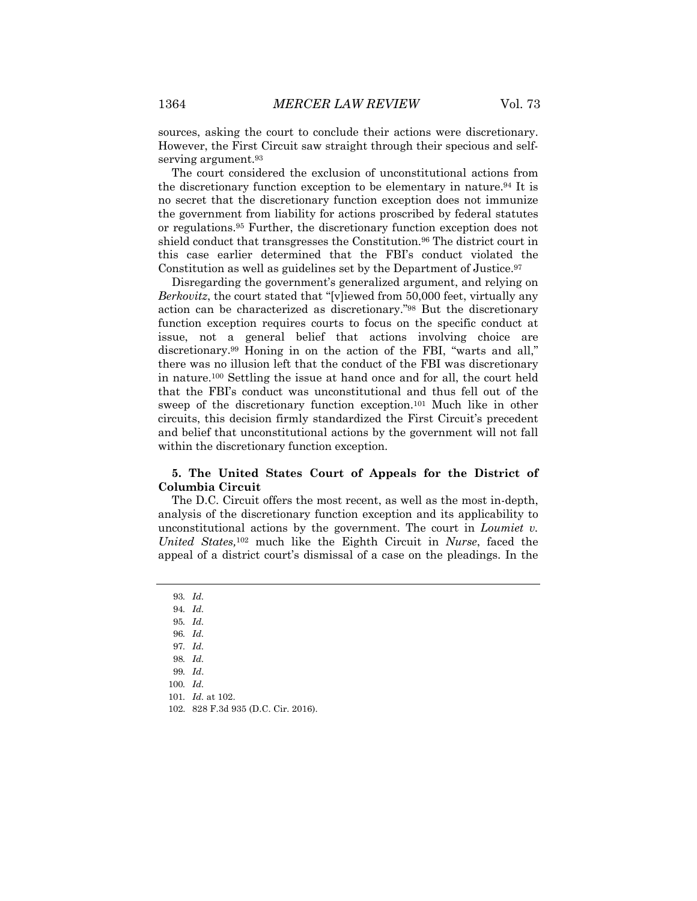sources, asking the court to conclude their actions were discretionary. However, the First Circuit saw straight through their specious and self-serving argument.[93]

The court considered the exclusion of unconstitutional actions from the discretionary function exception to be elementary in nature.[94] It is no secret that the discretionary function exception does not immunize the government from liability for actions proscribed by federal statutes or regulations.[95] Further, the discretionary function exception does not shield conduct that transgresses the Constitution.[96] The district court in this case earlier determined that the FBI's conduct violated the Constitution as well as guidelines set by the Department of Justice.[97]

Disregarding the government's generalized argument, and relying on *Berkovitz*, the court stated that "[v]iewed from 50,000 feet, virtually any action can be characterized as discretionary."[98] But the discretionary function exception requires courts to focus on the specific conduct at issue, not a general belief that actions involving choice are discretionary.[99] Honing in on the action of the FBI, "warts and all," there was no illusion left that the conduct of the FBI was discretionary in nature.[100] Settling the issue at hand once and for all, the court held that the FBI's conduct was unconstitutional and thus fell out of the sweep of the discretionary function exception.[101] Much like in other circuits, this decision firmly standardized the First Circuit's precedent and belief that unconstitutional actions by the government will not fall within the discretionary function exception.

### 5. The United States Court of Appeals for the District of Columbia Circuit

The D.C. Circuit offers the most recent, as well as the most in-depth, analysis of the discretionary function exception and its applicability to unconstitutional actions by the government. The court in *Loumiet v. United States,*[102] much like the Eighth Circuit in *Nurse*, faced the appeal of a district court's dismissal of a case on the pleadings. In the

---

93. *Id.*
94. *Id.*
95. *Id.*
96. *Id.*
97. *Id.*
98. *Id.*
99. *Id.*
100. *Id.*
101. *Id.* at 102.
102. 828 F.3d 935 (D.C. Cir. 2016).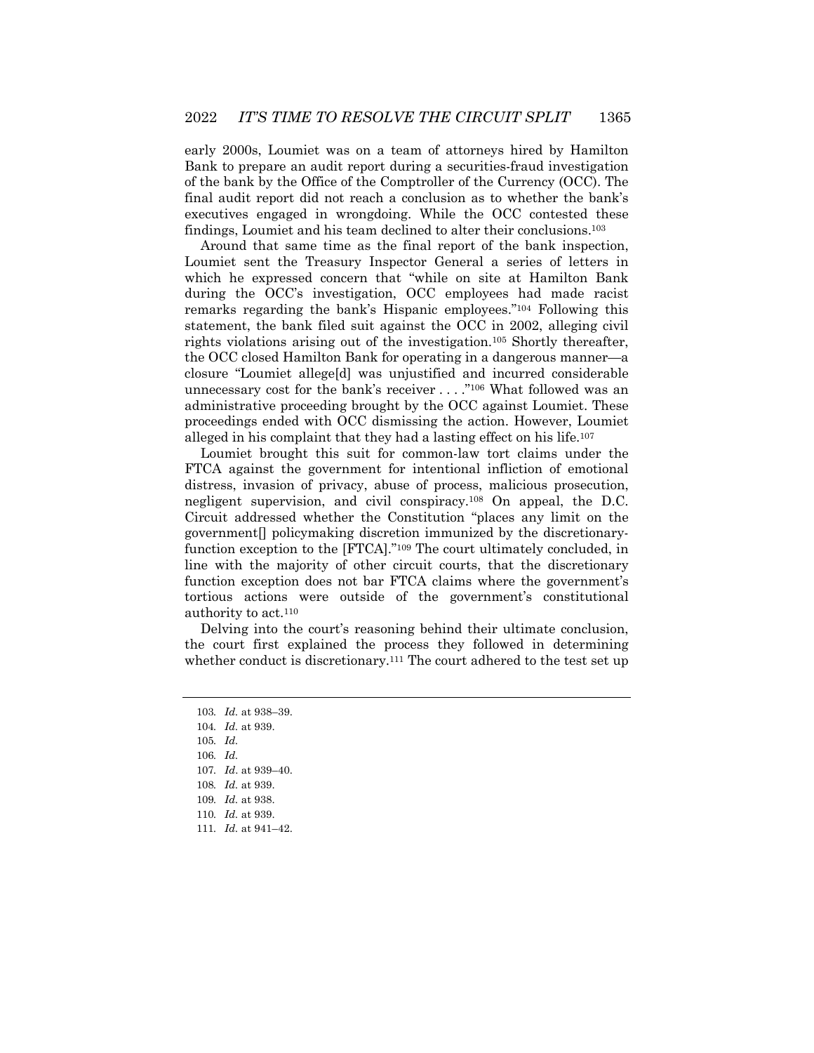early 2000s, Loumiet was on a team of attorneys hired by Hamilton Bank to prepare an audit report during a securities-fraud investigation of the bank by the Office of the Comptroller of the Currency (OCC). The final audit report did not reach a conclusion as to whether the bank's executives engaged in wrongdoing. While the OCC contested these findings, Loumiet and his team declined to alter their conclusions.[103]

Around that same time as the final report of the bank inspection, Loumiet sent the Treasury Inspector General a series of letters in which he expressed concern that "while on site at Hamilton Bank during the OCC's investigation, OCC employees had made racist remarks regarding the bank's Hispanic employees."[104] Following this statement, the bank filed suit against the OCC in 2002, alleging civil rights violations arising out of the investigation.[105] Shortly thereafter, the OCC closed Hamilton Bank for operating in a dangerous manner—a closure "Loumiet allege[d] was unjustified and incurred considerable unnecessary cost for the bank's receiver . . . ."[106] What followed was an administrative proceeding brought by the OCC against Loumiet. These proceedings ended with OCC dismissing the action. However, Loumiet alleged in his complaint that they had a lasting effect on his life.[107]

Loumiet brought this suit for common-law tort claims under the FTCA against the government for intentional infliction of emotional distress, invasion of privacy, abuse of process, malicious prosecution, negligent supervision, and civil conspiracy.[108] On appeal, the D.C. Circuit addressed whether the Constitution "places any limit on the government[] policymaking discretion immunized by the discretionary-function exception to the [FTCA]."[109] The court ultimately concluded, in line with the majority of other circuit courts, that the discretionary function exception does not bar FTCA claims where the government's tortious actions were outside of the government's constitutional authority to act.[110]

Delving into the court's reasoning behind their ultimate conclusion, the court first explained the process they followed in determining whether conduct is discretionary.[111] The court adhered to the test set up

---

103. *Id.* at 938–39.
104. *Id.* at 939.
105. *Id.*
106. *Id.*
107. *Id.* at 939–40.
108. *Id.* at 939.
109. *Id.* at 938.
110. *Id.* at 939.
111. *Id.* at 941–42.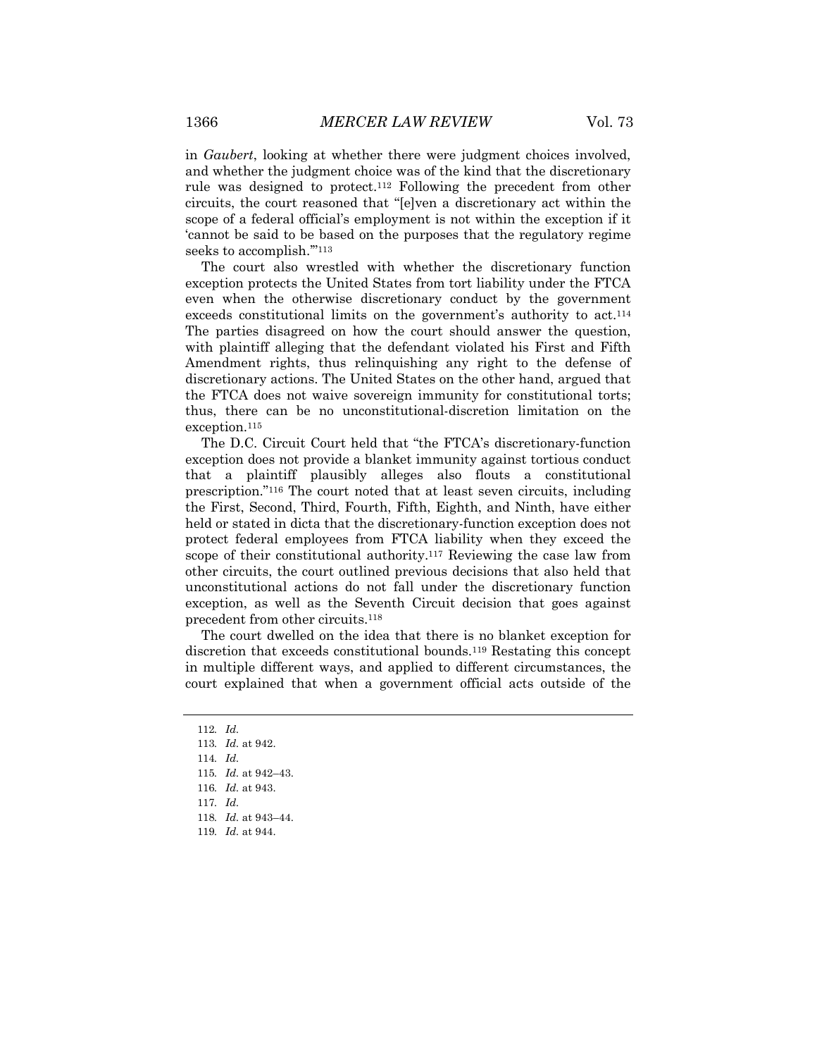in *Gaubert*, looking at whether there were judgment choices involved, and whether the judgment choice was of the kind that the discretionary rule was designed to protect.[112] Following the precedent from other circuits, the court reasoned that "[e]ven a discretionary act within the scope of a federal official's employment is not within the exception if it 'cannot be said to be based on the purposes that the regulatory regime seeks to accomplish.'"[113]

The court also wrestled with whether the discretionary function exception protects the United States from tort liability under the FTCA even when the otherwise discretionary conduct by the government exceeds constitutional limits on the government's authority to act.[114] The parties disagreed on how the court should answer the question, with plaintiff alleging that the defendant violated his First and Fifth Amendment rights, thus relinquishing any right to the defense of discretionary actions. The United States on the other hand, argued that the FTCA does not waive sovereign immunity for constitutional torts; thus, there can be no unconstitutional-discretion limitation on the exception.[115]

The D.C. Circuit Court held that "the FTCA's discretionary-function exception does not provide a blanket immunity against tortious conduct that a plaintiff plausibly alleges also flouts a constitutional prescription."[116] The court noted that at least seven circuits, including the First, Second, Third, Fourth, Fifth, Eighth, and Ninth, have either held or stated in dicta that the discretionary-function exception does not protect federal employees from FTCA liability when they exceed the scope of their constitutional authority.[117] Reviewing the case law from other circuits, the court outlined previous decisions that also held that unconstitutional actions do not fall under the discretionary function exception, as well as the Seventh Circuit decision that goes against precedent from other circuits.[118]

The court dwelled on the idea that there is no blanket exception for discretion that exceeds constitutional bounds.[119] Restating this concept in multiple different ways, and applied to different circumstances, the court explained that when a government official acts outside of the

---

112. *Id.*
113. *Id.* at 942.
114. *Id.*
115. *Id.* at 942–43.
116. *Id.* at 943.
117. *Id.*
118. *Id.* at 943–44.
119. *Id.* at 944.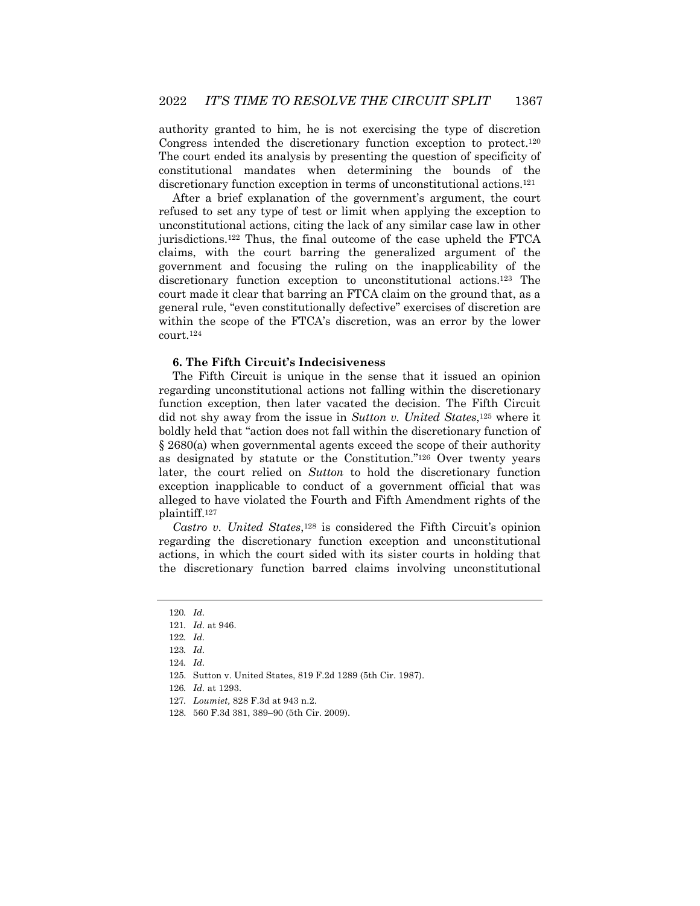authority granted to him, he is not exercising the type of discretion Congress intended the discretionary function exception to protect.[120] The court ended its analysis by presenting the question of specificity of constitutional mandates when determining the bounds of the discretionary function exception in terms of unconstitutional actions.[121]

After a brief explanation of the government's argument, the court refused to set any type of test or limit when applying the exception to unconstitutional actions, citing the lack of any similar case law in other jurisdictions.[122] Thus, the final outcome of the case upheld the FTCA claims, with the court barring the generalized argument of the government and focusing the ruling on the inapplicability of the discretionary function exception to unconstitutional actions.[123] The court made it clear that barring an FTCA claim on the ground that, as a general rule, "even constitutionally defective" exercises of discretion are within the scope of the FTCA's discretion, was an error by the lower court.[124]

#### 6. The Fifth Circuit's Indecisiveness

The Fifth Circuit is unique in the sense that it issued an opinion regarding unconstitutional actions not falling within the discretionary function exception, then later vacated the decision. The Fifth Circuit did not shy away from the issue in *Sutton v. United States*,[125] where it boldly held that "action does not fall within the discretionary function of § 2680(a) when governmental agents exceed the scope of their authority as designated by statute or the Constitution."[126] Over twenty years later, the court relied on *Sutton* to hold the discretionary function exception inapplicable to conduct of a government official that was alleged to have violated the Fourth and Fifth Amendment rights of the plaintiff.[127]

*Castro v. United States*,[128] is considered the Fifth Circuit's opinion regarding the discretionary function exception and unconstitutional actions, in which the court sided with its sister courts in holding that the discretionary function barred claims involving unconstitutional

---

120. *Id.*

121. *Id.* at 946.

122. *Id.*

123. *Id.*

124. *Id.*

125. Sutton v. United States, 819 F.2d 1289 (5th Cir. 1987).

126. *Id.* at 1293.

127. *Loumiet,* 828 F.3d at 943 n.2.

128. 560 F.3d 381, 389–90 (5th Cir. 2009).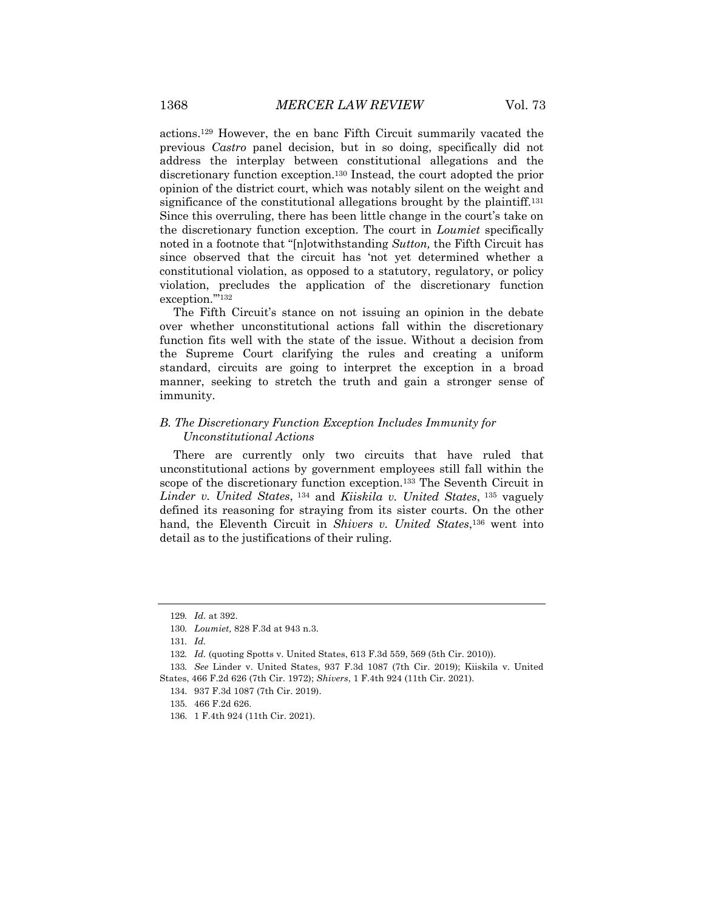actions.[129] However, the en banc Fifth Circuit summarily vacated the previous *Castro* panel decision, but in so doing, specifically did not address the interplay between constitutional allegations and the discretionary function exception.[130] Instead, the court adopted the prior opinion of the district court, which was notably silent on the weight and significance of the constitutional allegations brought by the plaintiff.[131] Since this overruling, there has been little change in the court's take on the discretionary function exception. The court in *Loumiet* specifically noted in a footnote that "[n]otwithstanding *Sutton,* the Fifth Circuit has since observed that the circuit has 'not yet determined whether a constitutional violation, as opposed to a statutory, regulatory, or policy violation, precludes the application of the discretionary function exception.'"[132]

The Fifth Circuit's stance on not issuing an opinion in the debate over whether unconstitutional actions fall within the discretionary function fits well with the state of the issue. Without a decision from the Supreme Court clarifying the rules and creating a uniform standard, circuits are going to interpret the exception in a broad manner, seeking to stretch the truth and gain a stronger sense of immunity.

### *B. The Discretionary Function Exception Includes Immunity for Unconstitutional Actions*

There are currently only two circuits that have ruled that unconstitutional actions by government employees still fall within the scope of the discretionary function exception.[133] The Seventh Circuit in *Linder v. United States*,[134] and *Kiiskila v. United States*,[135] vaguely defined its reasoning for straying from its sister courts. On the other hand, the Eleventh Circuit in *Shivers v. United States*,[136] went into detail as to the justifications of their ruling.

---

129. *Id.* at 392.

130. *Loumiet,* 828 F.3d at 943 n.3.

131. *Id.*

132. *Id.* (quoting Spotts v. United States, 613 F.3d 559, 569 (5th Cir. 2010)).

133. *See* Linder v. United States, 937 F.3d 1087 (7th Cir. 2019); Kiiskila v. United States, 466 F.2d 626 (7th Cir. 1972); *Shivers*, 1 F.4th 924 (11th Cir. 2021).

134. 937 F.3d 1087 (7th Cir. 2019).

135. 466 F.2d 626.

136. 1 F.4th 924 (11th Cir. 2021).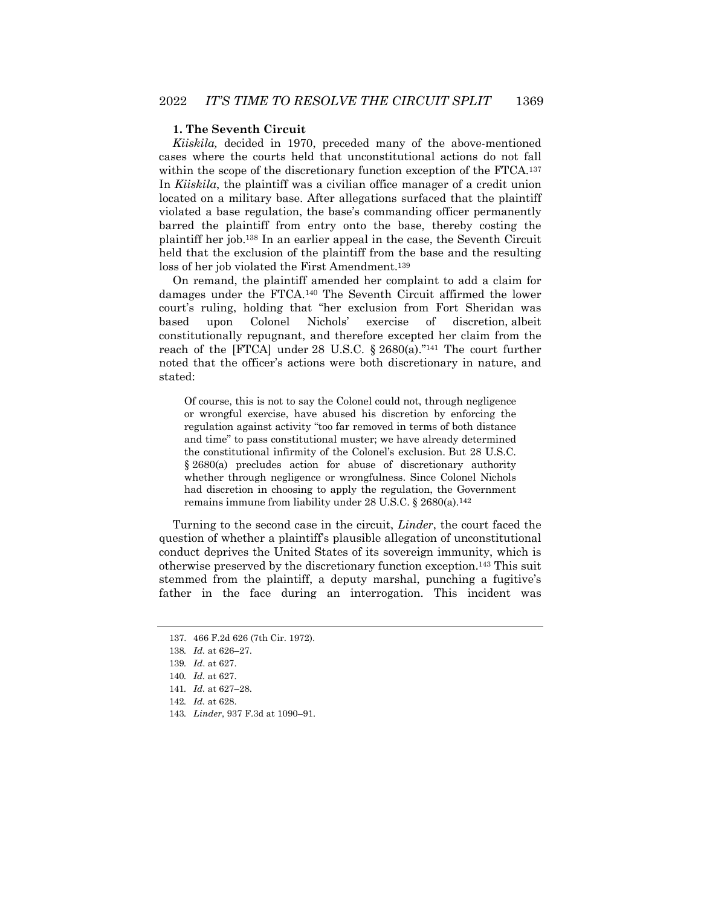### 1. The Seventh Circuit

*Kiiskila,* decided in 1970, preceded many of the above-mentioned cases where the courts held that unconstitutional actions do not fall within the scope of the discretionary function exception of the FTCA.[137] In *Kiiskila*, the plaintiff was a civilian office manager of a credit union located on a military base. After allegations surfaced that the plaintiff violated a base regulation, the base's commanding officer permanently barred the plaintiff from entry onto the base, thereby costing the plaintiff her job.[138] In an earlier appeal in the case, the Seventh Circuit held that the exclusion of the plaintiff from the base and the resulting loss of her job violated the First Amendment.[139]

On remand, the plaintiff amended her complaint to add a claim for damages under the FTCA.[140] The Seventh Circuit affirmed the lower court's ruling, holding that "her exclusion from Fort Sheridan was based upon Colonel Nichols' exercise of discretion, albeit constitutionally repugnant, and therefore excepted her claim from the reach of the [FTCA] under 28 U.S.C. § 2680(a)."[141] The court further noted that the officer's actions were both discretionary in nature, and stated:

> Of course, this is not to say the Colonel could not, through negligence or wrongful exercise, have abused his discretion by enforcing the regulation against activity "too far removed in terms of both distance and time" to pass constitutional muster; we have already determined the constitutional infirmity of the Colonel's exclusion. But 28 U.S.C. § 2680(a) precludes action for abuse of discretionary authority whether through negligence or wrongfulness. Since Colonel Nichols had discretion in choosing to apply the regulation, the Government remains immune from liability under 28 U.S.C. § 2680(a).[142]

Turning to the second case in the circuit, *Linder*, the court faced the question of whether a plaintiff's plausible allegation of unconstitutional conduct deprives the United States of its sovereign immunity, which is otherwise preserved by the discretionary function exception.[143] This suit stemmed from the plaintiff, a deputy marshal, punching a fugitive's father in the face during an interrogation. This incident was

---

137. 466 F.2d 626 (7th Cir. 1972).
138. *Id.* at 626–27.
139. *Id*. at 627.
140. *Id.* at 627.
141. *Id.* at 627–28.
142. *Id.* at 628.
143. *Linder*, 937 F.3d at 1090–91.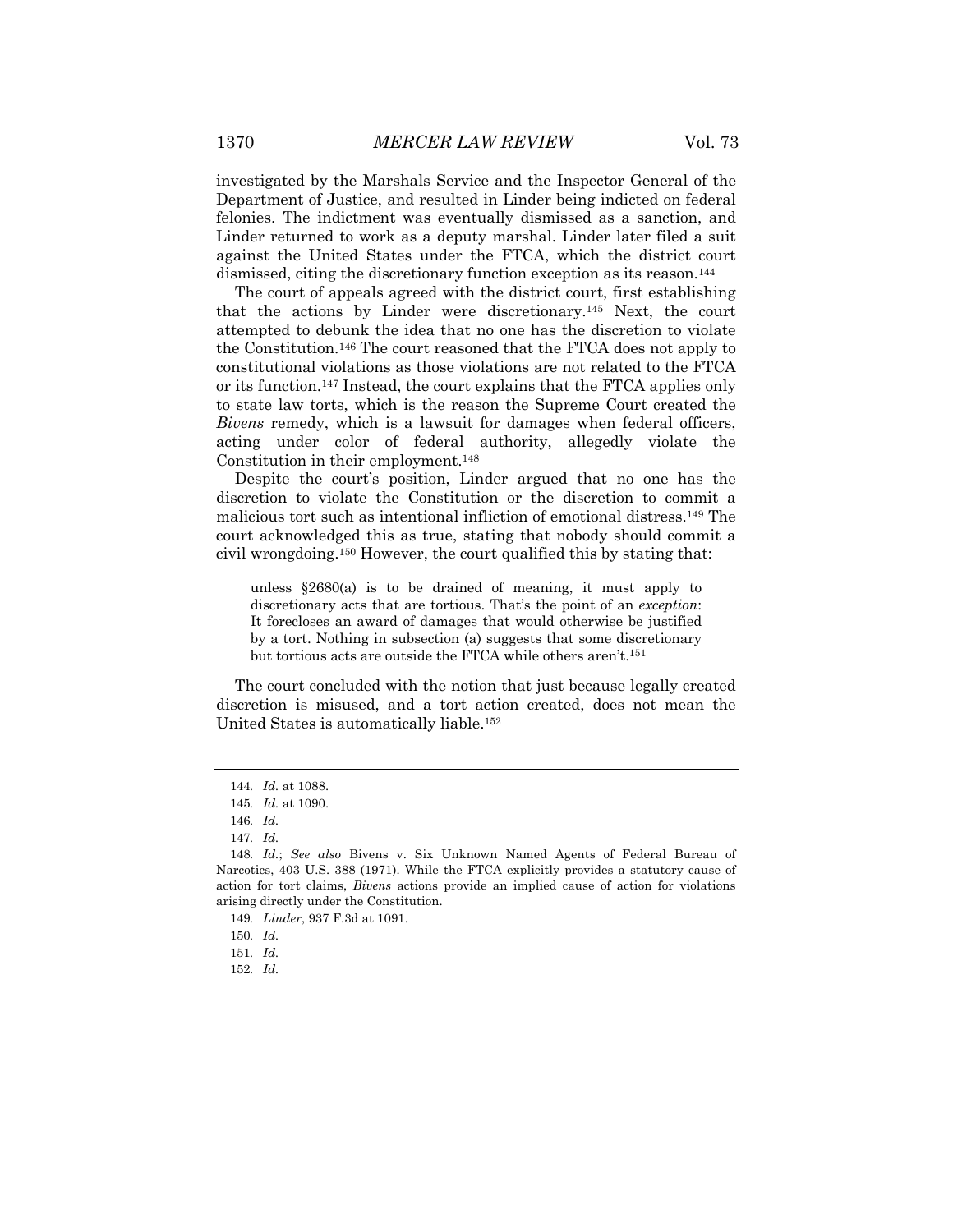investigated by the Marshals Service and the Inspector General of the Department of Justice, and resulted in Linder being indicted on federal felonies. The indictment was eventually dismissed as a sanction, and Linder returned to work as a deputy marshal. Linder later filed a suit against the United States under the FTCA, which the district court dismissed, citing the discretionary function exception as its reason.[144]

The court of appeals agreed with the district court, first establishing that the actions by Linder were discretionary.[145] Next, the court attempted to debunk the idea that no one has the discretion to violate the Constitution.[146] The court reasoned that the FTCA does not apply to constitutional violations as those violations are not related to the FTCA or its function.[147] Instead, the court explains that the FTCA applies only to state law torts, which is the reason the Supreme Court created the *Bivens* remedy, which is a lawsuit for damages when federal officers, acting under color of federal authority, allegedly violate the Constitution in their employment.[148]

Despite the court's position, Linder argued that no one has the discretion to violate the Constitution or the discretion to commit a malicious tort such as intentional infliction of emotional distress.[149] The court acknowledged this as true, stating that nobody should commit a civil wrongdoing.[150] However, the court qualified this by stating that:

> unless §2680(a) is to be drained of meaning, it must apply to discretionary acts that are tortious. That's the point of an *exception*: It forecloses an award of damages that would otherwise be justified by a tort. Nothing in subsection (a) suggests that some discretionary but tortious acts are outside the FTCA while others aren't.[151]

The court concluded with the notion that just because legally created discretion is misused, and a tort action created, does not mean the United States is automatically liable.[152]

---

144. *Id.* at 1088.

145. *Id.* at 1090.

146. *Id.*

147. *Id.*

148. *Id.*; *See also* Bivens v. Six Unknown Named Agents of Federal Bureau of Narcotics, 403 U.S. 388 (1971). While the FTCA explicitly provides a statutory cause of action for tort claims, *Bivens* actions provide an implied cause of action for violations arising directly under the Constitution.

149. *Linder*, 937 F.3d at 1091.

150. *Id.*

151. *Id.*

152. *Id.*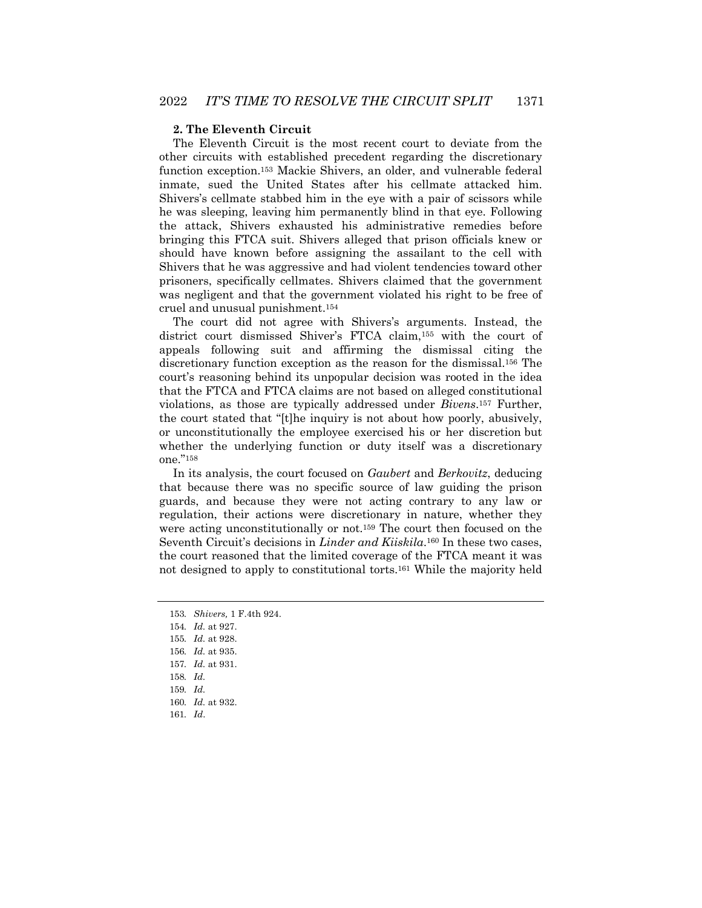### 2. The Eleventh Circuit

The Eleventh Circuit is the most recent court to deviate from the other circuits with established precedent regarding the discretionary function exception.[153] Mackie Shivers, an older, and vulnerable federal inmate, sued the United States after his cellmate attacked him. Shivers's cellmate stabbed him in the eye with a pair of scissors while he was sleeping, leaving him permanently blind in that eye. Following the attack, Shivers exhausted his administrative remedies before bringing this FTCA suit. Shivers alleged that prison officials knew or should have known before assigning the assailant to the cell with Shivers that he was aggressive and had violent tendencies toward other prisoners, specifically cellmates. Shivers claimed that the government was negligent and that the government violated his right to be free of cruel and unusual punishment.[154]

The court did not agree with Shivers's arguments. Instead, the district court dismissed Shiver's FTCA claim,[155] with the court of appeals following suit and affirming the dismissal citing the discretionary function exception as the reason for the dismissal.[156] The court's reasoning behind its unpopular decision was rooted in the idea that the FTCA and FTCA claims are not based on alleged constitutional violations, as those are typically addressed under *Bivens*.[157] Further, the court stated that "[t]he inquiry is not about how poorly, abusively, or unconstitutionally the employee exercised his or her discretion but whether the underlying function or duty itself was a discretionary one."[158]

In its analysis, the court focused on *Gaubert* and *Berkovitz*, deducing that because there was no specific source of law guiding the prison guards, and because they were not acting contrary to any law or regulation, their actions were discretionary in nature, whether they were acting unconstitutionally or not.[159] The court then focused on the Seventh Circuit's decisions in *Linder and Kiiskila*.[160] In these two cases, the court reasoned that the limited coverage of the FTCA meant it was not designed to apply to constitutional torts.[161] While the majority held

---

153. *Shivers,* 1 F.4th 924.

154. *Id.* at 927.

155. *Id.* at 928.

156. *Id.* at 935.

157. *Id.* at 931.

158. *Id.*

159. *Id.*

160. *Id.* at 932.

161. *Id*.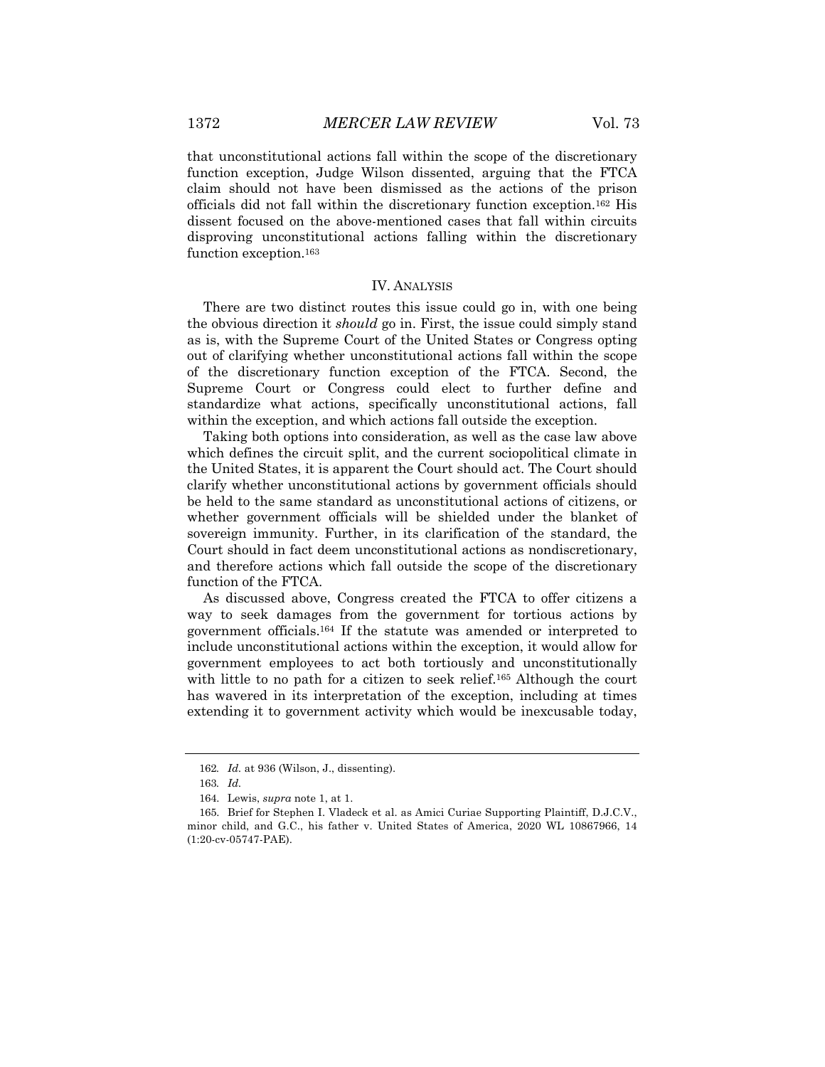that unconstitutional actions fall within the scope of the discretionary function exception, Judge Wilson dissented, arguing that the FTCA claim should not have been dismissed as the actions of the prison officials did not fall within the discretionary function exception.[162] His dissent focused on the above-mentioned cases that fall within circuits disproving unconstitutional actions falling within the discretionary function exception.[163]

## IV. Analysis

There are two distinct routes this issue could go in, with one being the obvious direction it *should* go in. First, the issue could simply stand as is, with the Supreme Court of the United States or Congress opting out of clarifying whether unconstitutional actions fall within the scope of the discretionary function exception of the FTCA. Second, the Supreme Court or Congress could elect to further define and standardize what actions, specifically unconstitutional actions, fall within the exception, and which actions fall outside the exception.

Taking both options into consideration, as well as the case law above which defines the circuit split, and the current sociopolitical climate in the United States, it is apparent the Court should act. The Court should clarify whether unconstitutional actions by government officials should be held to the same standard as unconstitutional actions of citizens, or whether government officials will be shielded under the blanket of sovereign immunity. Further, in its clarification of the standard, the Court should in fact deem unconstitutional actions as nondiscretionary, and therefore actions which fall outside the scope of the discretionary function of the FTCA.

As discussed above, Congress created the FTCA to offer citizens a way to seek damages from the government for tortious actions by government officials.[164] If the statute was amended or interpreted to include unconstitutional actions within the exception, it would allow for government employees to act both tortiously and unconstitutionally with little to no path for a citizen to seek relief.[165] Although the court has wavered in its interpretation of the exception, including at times extending it to government activity which would be inexcusable today,

---

162. *Id.* at 936 (Wilson, J., dissenting).

163. *Id.*

164. Lewis, *supra* note 1, at 1.

165. Brief for Stephen I. Vladeck et al. as Amici Curiae Supporting Plaintiff, D.J.C.V., minor child, and G.C., his father v. United States of America, 2020 WL 10867966, 14 (1:20-cv-05747-PAE).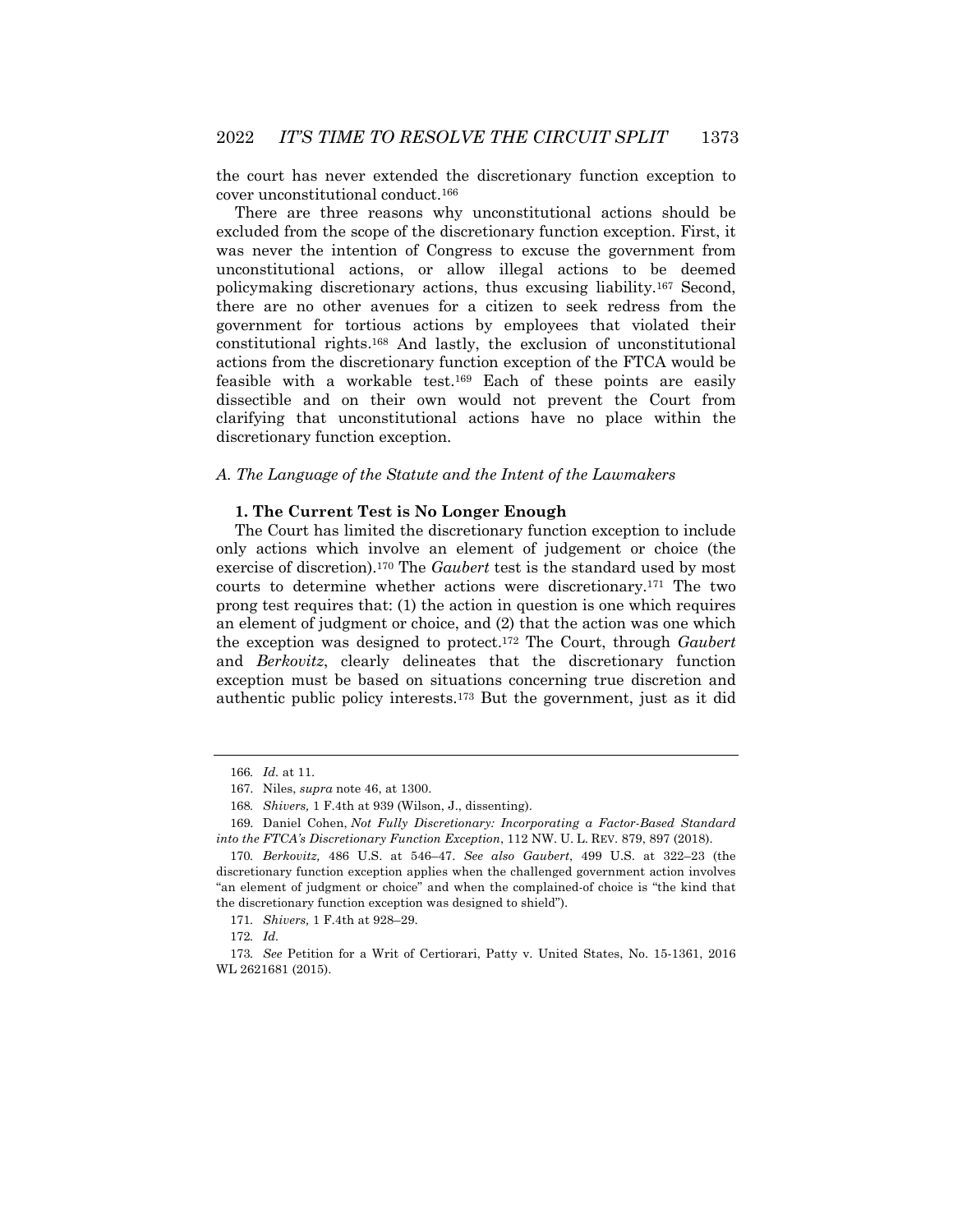the court has never extended the discretionary function exception to cover unconstitutional conduct.[166]

There are three reasons why unconstitutional actions should be excluded from the scope of the discretionary function exception. First, it was never the intention of Congress to excuse the government from unconstitutional actions, or allow illegal actions to be deemed policymaking discretionary actions, thus excusing liability.[167] Second, there are no other avenues for a citizen to seek redress from the government for tortious actions by employees that violated their constitutional rights.[168] And lastly, the exclusion of unconstitutional actions from the discretionary function exception of the FTCA would be feasible with a workable test.[169] Each of these points are easily dissectible and on their own would not prevent the Court from clarifying that unconstitutional actions have no place within the discretionary function exception.

### *A. The Language of the Statute and the Intent of the Lawmakers*

#### **1. The Current Test is No Longer Enough**

The Court has limited the discretionary function exception to include only actions which involve an element of judgement or choice (the exercise of discretion).[170] The *Gaubert* test is the standard used by most courts to determine whether actions were discretionary.[171] The two prong test requires that: (1) the action in question is one which requires an element of judgment or choice, and (2) that the action was one which the exception was designed to protect.[172] The Court, through *Gaubert* and *Berkovitz*, clearly delineates that the discretionary function exception must be based on situations concerning true discretion and authentic public policy interests.[173] But the government, just as it did

---

166. *Id.* at 11.

167. Niles, *supra* note 46, at 1300.

168. *Shivers,* 1 F.4th at 939 (Wilson, J., dissenting).

169. Daniel Cohen, *Not Fully Discretionary: Incorporating a Factor-Based Standard into the FTCA's Discretionary Function Exception*, 112 NW. U. L. REV. 879, 897 (2018).

170. *Berkovitz,* 486 U.S. at 546–47. *See also Gaubert*, 499 U.S. at 322–23 (the discretionary function exception applies when the challenged government action involves "an element of judgment or choice" and when the complained-of choice is "the kind that the discretionary function exception was designed to shield").

171. *Shivers,* 1 F.4th at 928–29.

172. *Id.*

173. *See* Petition for a Writ of Certiorari, Patty v. United States, No. 15-1361, 2016 WL 2621681 (2015).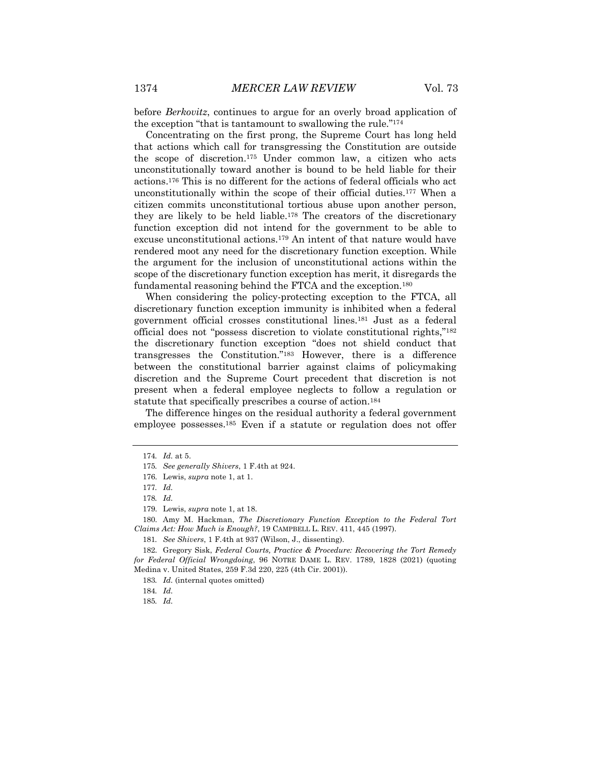before *Berkovitz*, continues to argue for an overly broad application of the exception "that is tantamount to swallowing the rule."[174]

Concentrating on the first prong, the Supreme Court has long held that actions which call for transgressing the Constitution are outside the scope of discretion.[175] Under common law, a citizen who acts unconstitutionally toward another is bound to be held liable for their actions.[176] This is no different for the actions of federal officials who act unconstitutionally within the scope of their official duties.[177] When a citizen commits unconstitutional tortious abuse upon another person, they are likely to be held liable.[178] The creators of the discretionary function exception did not intend for the government to be able to excuse unconstitutional actions.[179] An intent of that nature would have rendered moot any need for the discretionary function exception. While the argument for the inclusion of unconstitutional actions within the scope of the discretionary function exception has merit, it disregards the fundamental reasoning behind the FTCA and the exception.[180]

When considering the policy-protecting exception to the FTCA, all discretionary function exception immunity is inhibited when a federal government official crosses constitutional lines.[181] Just as a federal official does not "possess discretion to violate constitutional rights,"[182] the discretionary function exception "does not shield conduct that transgresses the Constitution."[183] However, there is a difference between the constitutional barrier against claims of policymaking discretion and the Supreme Court precedent that discretion is not present when a federal employee neglects to follow a regulation or statute that specifically prescribes a course of action.[184]

The difference hinges on the residual authority a federal government employee possesses.[185] Even if a statute or regulation does not offer

---

174. *Id.* at 5.

175. *See generally Shivers*, 1 F.4th at 924.

176. Lewis, *supra* note 1, at 1.

177. *Id.*

178. *Id.*

179. Lewis, *supra* note 1, at 18.

180. Amy M. Hackman, *The Discretionary Function Exception to the Federal Tort Claims Act: How Much is Enough?*, 19 CAMPBELL L. REV. 411, 445 (1997).

181. *See Shivers*, 1 F.4th at 937 (Wilson, J., dissenting).

182. Gregory Sisk, *Federal Courts, Practice & Procedure: Recovering the Tort Remedy for Federal Official Wrongdoing*, 96 NOTRE DAME L. REV. 1789, 1828 (2021) (quoting Medina v. United States, 259 F.3d 220, 225 (4th Cir. 2001)).

183. *Id.* (internal quotes omitted)

184. *Id.*

185. *Id.*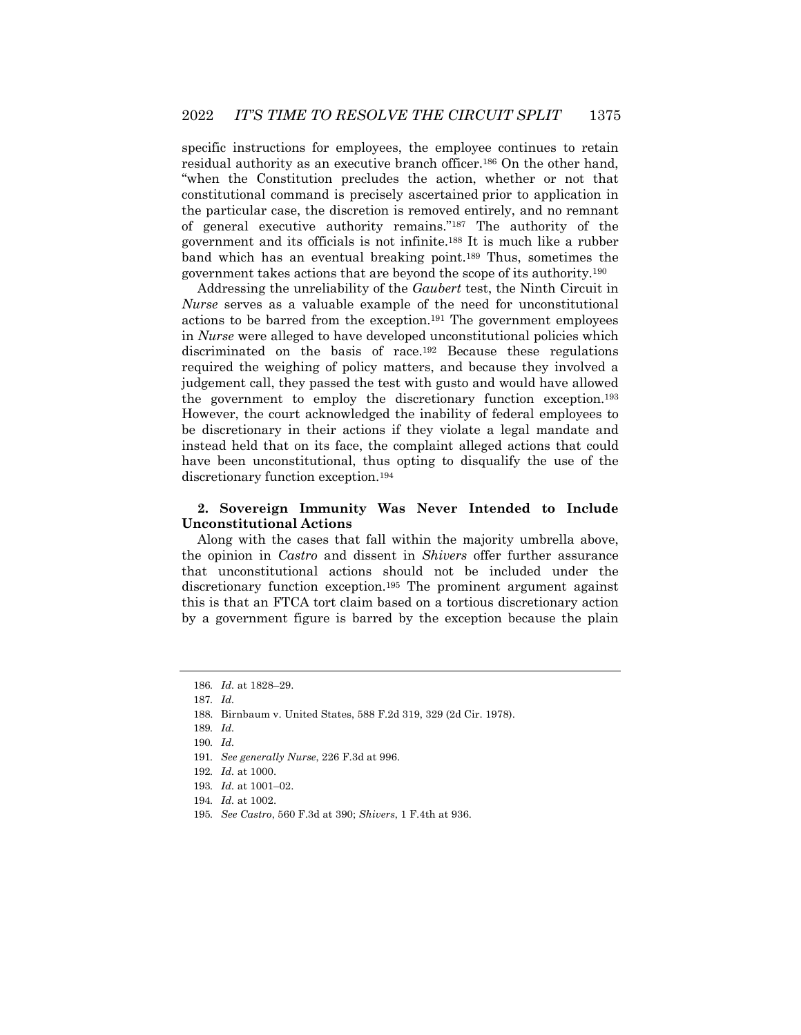specific instructions for employees, the employee continues to retain residual authority as an executive branch officer.[186] On the other hand, "when the Constitution precludes the action, whether or not that constitutional command is precisely ascertained prior to application in the particular case, the discretion is removed entirely, and no remnant of general executive authority remains."[187] The authority of the government and its officials is not infinite.[188] It is much like a rubber band which has an eventual breaking point.[189] Thus, sometimes the government takes actions that are beyond the scope of its authority.[190]

Addressing the unreliability of the *Gaubert* test, the Ninth Circuit in *Nurse* serves as a valuable example of the need for unconstitutional actions to be barred from the exception.[191] The government employees in *Nurse* were alleged to have developed unconstitutional policies which discriminated on the basis of race.[192] Because these regulations required the weighing of policy matters, and because they involved a judgement call, they passed the test with gusto and would have allowed the government to employ the discretionary function exception.[193] However, the court acknowledged the inability of federal employees to be discretionary in their actions if they violate a legal mandate and instead held that on its face, the complaint alleged actions that could have been unconstitutional, thus opting to disqualify the use of the discretionary function exception.[194]

**2. Sovereign Immunity Was Never Intended to Include Unconstitutional Actions**

Along with the cases that fall within the majority umbrella above, the opinion in *Castro* and dissent in *Shivers* offer further assurance that unconstitutional actions should not be included under the discretionary function exception.[195] The prominent argument against this is that an FTCA tort claim based on a tortious discretionary action by a government figure is barred by the exception because the plain

---

186. *Id.* at 1828–29.

187. *Id.*

188. Birnbaum v. United States, 588 F.2d 319, 329 (2d Cir. 1978).

189. *Id.*

190. *Id.*

191. *See generally Nurse*, 226 F.3d at 996.

192. *Id.* at 1000.

193. *Id.* at 1001–02.

194. *Id.* at 1002.

195. *See Castro*, 560 F.3d at 390; *Shivers*, 1 F.4th at 936.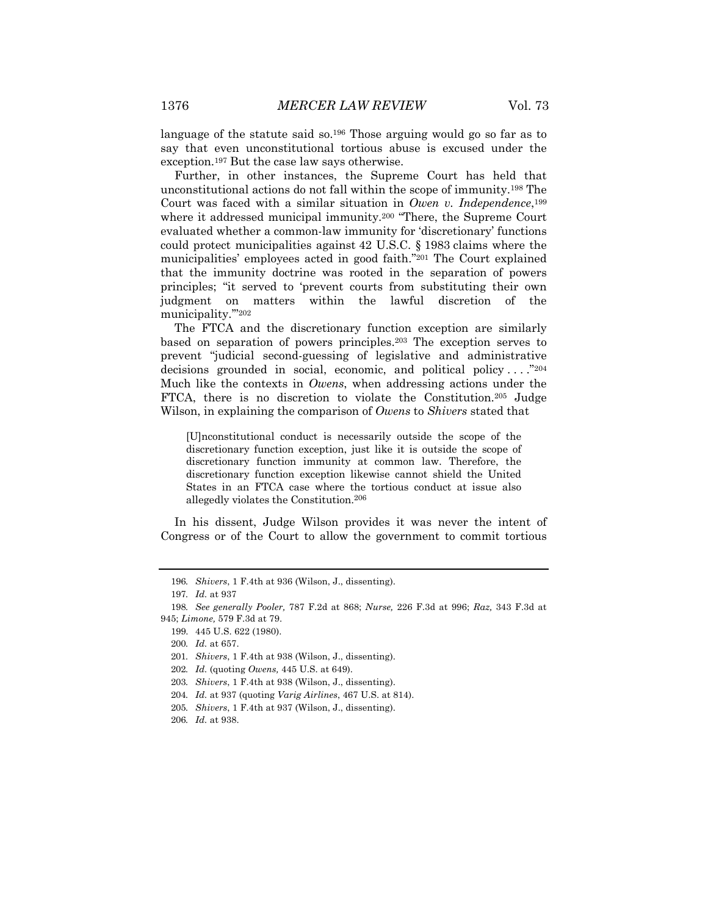language of the statute said so.[196] Those arguing would go so far as to say that even unconstitutional tortious abuse is excused under the exception.[197] But the case law says otherwise.

Further, in other instances, the Supreme Court has held that unconstitutional actions do not fall within the scope of immunity.[198] The Court was faced with a similar situation in *Owen v. Independence*,[199] where it addressed municipal immunity.[200] "There, the Supreme Court evaluated whether a common-law immunity for 'discretionary' functions could protect municipalities against 42 U.S.C. § 1983 claims where the municipalities' employees acted in good faith."[201] The Court explained that the immunity doctrine was rooted in the separation of powers principles; "it served to 'prevent courts from substituting their own judgment on matters within the lawful discretion of the municipality.'"[202]

The FTCA and the discretionary function exception are similarly based on separation of powers principles.[203] The exception serves to prevent "judicial second-guessing of legislative and administrative decisions grounded in social, economic, and political policy . . . ."[204] Much like the contexts in *Owens*, when addressing actions under the FTCA, there is no discretion to violate the Constitution.[205] Judge Wilson, in explaining the comparison of *Owens* to *Shivers* stated that

> [U]nconstitutional conduct is necessarily outside the scope of the discretionary function exception, just like it is outside the scope of discretionary function immunity at common law. Therefore, the discretionary function exception likewise cannot shield the United States in an FTCA case where the tortious conduct at issue also allegedly violates the Constitution.[206]

In his dissent, Judge Wilson provides it was never the intent of Congress or of the Court to allow the government to commit tortious

---

196. *Shivers*, 1 F.4th at 936 (Wilson, J., dissenting).

197. *Id.* at 937

198. *See generally Pooler,* 787 F.2d at 868; *Nurse,* 226 F.3d at 996; *Raz,* 343 F.3d at 945; *Limone,* 579 F.3d at 79.

199. 445 U.S. 622 (1980).

200. *Id.* at 657.

201. *Shivers*, 1 F.4th at 938 (Wilson, J., dissenting).

202. *Id.* (quoting *Owens,* 445 U.S. at 649).

203. *Shivers*, 1 F.4th at 938 (Wilson, J., dissenting).

204. *Id.* at 937 (quoting *Varig Airlines*, 467 U.S. at 814).

205. *Shivers*, 1 F.4th at 937 (Wilson, J., dissenting).

206. *Id.* at 938.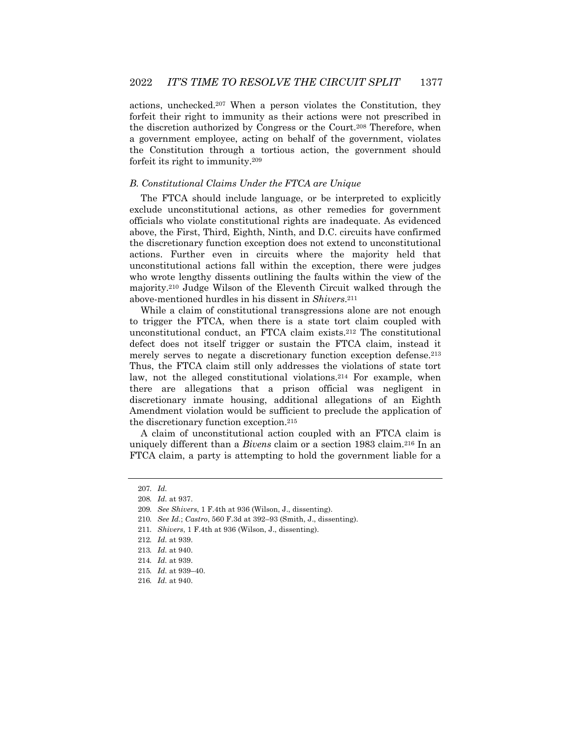actions, unchecked.[207] When a person violates the Constitution, they forfeit their right to immunity as their actions were not prescribed in the discretion authorized by Congress or the Court.[208] Therefore, when a government employee, acting on behalf of the government, violates the Constitution through a tortious action, the government should forfeit its right to immunity.[209]

### *B. Constitutional Claims Under the FTCA are Unique*

The FTCA should include language, or be interpreted to explicitly exclude unconstitutional actions, as other remedies for government officials who violate constitutional rights are inadequate. As evidenced above, the First, Third, Eighth, Ninth, and D.C. circuits have confirmed the discretionary function exception does not extend to unconstitutional actions. Further even in circuits where the majority held that unconstitutional actions fall within the exception, there were judges who wrote lengthy dissents outlining the faults within the view of the majority.[210] Judge Wilson of the Eleventh Circuit walked through the above-mentioned hurdles in his dissent in *Shivers*.[211]

While a claim of constitutional transgressions alone are not enough to trigger the FTCA, when there is a state tort claim coupled with unconstitutional conduct, an FTCA claim exists.[212] The constitutional defect does not itself trigger or sustain the FTCA claim, instead it merely serves to negate a discretionary function exception defense.[213] Thus, the FTCA claim still only addresses the violations of state tort law, not the alleged constitutional violations.[214] For example, when there are allegations that a prison official was negligent in discretionary inmate housing, additional allegations of an Eighth Amendment violation would be sufficient to preclude the application of the discretionary function exception.[215]

A claim of unconstitutional action coupled with an FTCA claim is uniquely different than a *Bivens* claim or a section 1983 claim.[216] In an FTCA claim, a party is attempting to hold the government liable for a

---

207. *Id.*

208. *Id.* at 937.

209. *See Shivers*, 1 F.4th at 936 (Wilson, J., dissenting).

210. *See Id.*; *Castro*, 560 F.3d at 392–93 (Smith, J., dissenting).

211. *Shivers*, 1 F.4th at 936 (Wilson, J., dissenting).

212. *Id.* at 939.

213. *Id.* at 940.

214. *Id.* at 939.

215. *Id.* at 939–40.

216. *Id.* at 940.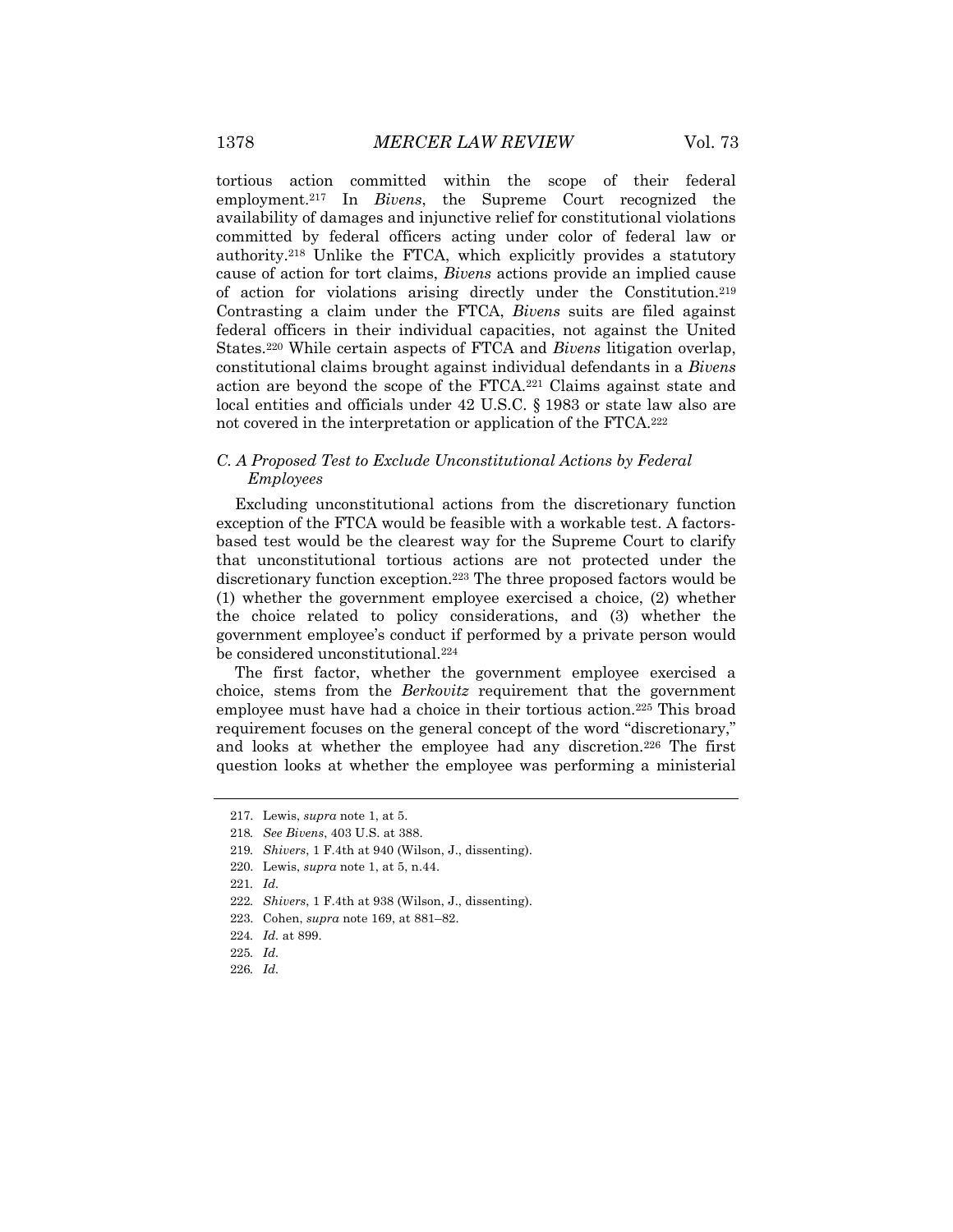tortious action committed within the scope of their federal employment.[217] In *Bivens*, the Supreme Court recognized the availability of damages and injunctive relief for constitutional violations committed by federal officers acting under color of federal law or authority.[218] Unlike the FTCA, which explicitly provides a statutory cause of action for tort claims, *Bivens* actions provide an implied cause of action for violations arising directly under the Constitution.[219] Contrasting a claim under the FTCA, *Bivens* suits are filed against federal officers in their individual capacities, not against the United States.[220] While certain aspects of FTCA and *Bivens* litigation overlap, constitutional claims brought against individual defendants in a *Bivens* action are beyond the scope of the FTCA.[221] Claims against state and local entities and officials under 42 U.S.C. § 1983 or state law also are not covered in the interpretation or application of the FTCA.[222]

### *C. A Proposed Test to Exclude Unconstitutional Actions by Federal Employees*

Excluding unconstitutional actions from the discretionary function exception of the FTCA would be feasible with a workable test. A factors-based test would be the clearest way for the Supreme Court to clarify that unconstitutional tortious actions are not protected under the discretionary function exception.[223] The three proposed factors would be (1) whether the government employee exercised a choice, (2) whether the choice related to policy considerations, and (3) whether the government employee's conduct if performed by a private person would be considered unconstitutional.[224]

The first factor, whether the government employee exercised a choice, stems from the *Berkovitz* requirement that the government employee must have had a choice in their tortious action.[225] This broad requirement focuses on the general concept of the word "discretionary," and looks at whether the employee had any discretion.[226] The first question looks at whether the employee was performing a ministerial

---

217. Lewis, *supra* note 1, at 5.

218. *See Bivens*, 403 U.S. at 388.

219. *Shivers*, 1 F.4th at 940 (Wilson, J., dissenting).

220. Lewis, *supra* note 1, at 5, n.44.

221. *Id.*

222. *Shivers*, 1 F.4th at 938 (Wilson, J., dissenting).

223. Cohen, *supra* note 169, at 881–82.

224. *Id.* at 899.

225. *Id.*

226. *Id.*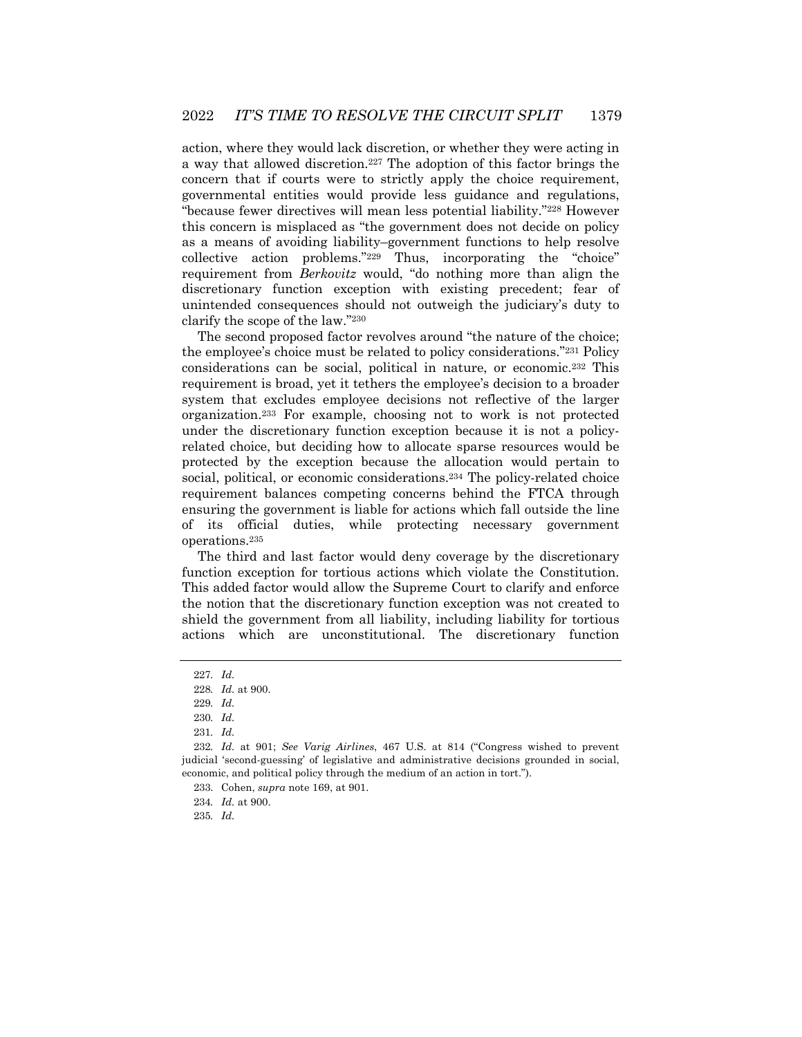action, where they would lack discretion, or whether they were acting in a way that allowed discretion.[227] The adoption of this factor brings the concern that if courts were to strictly apply the choice requirement, governmental entities would provide less guidance and regulations, "because fewer directives will mean less potential liability."[228] However this concern is misplaced as "the government does not decide on policy as a means of avoiding liability–government functions to help resolve collective action problems."[229] Thus, incorporating the "choice" requirement from *Berkovitz* would, "do nothing more than align the discretionary function exception with existing precedent; fear of unintended consequences should not outweigh the judiciary's duty to clarify the scope of the law."[230]

The second proposed factor revolves around "the nature of the choice; the employee's choice must be related to policy considerations."[231] Policy considerations can be social, political in nature, or economic.[232] This requirement is broad, yet it tethers the employee's decision to a broader system that excludes employee decisions not reflective of the larger organization.[233] For example, choosing not to work is not protected under the discretionary function exception because it is not a policy-related choice, but deciding how to allocate sparse resources would be protected by the exception because the allocation would pertain to social, political, or economic considerations.[234] The policy-related choice requirement balances competing concerns behind the FTCA through ensuring the government is liable for actions which fall outside the line of its official duties, while protecting necessary government operations.[235]

The third and last factor would deny coverage by the discretionary function exception for tortious actions which violate the Constitution. This added factor would allow the Supreme Court to clarify and enforce the notion that the discretionary function exception was not created to shield the government from all liability, including liability for tortious actions which are unconstitutional. The discretionary function

---

227. *Id.*

228. *Id.* at 900.

229. *Id.*

230. *Id.*

231. *Id.*

232. *Id.* at 901; *See Varig Airlines*, 467 U.S. at 814 ("Congress wished to prevent judicial 'second-guessing' of legislative and administrative decisions grounded in social, economic, and political policy through the medium of an action in tort.").

233. Cohen, *supra* note 169, at 901.

234. *Id.* at 900.

235. *Id.*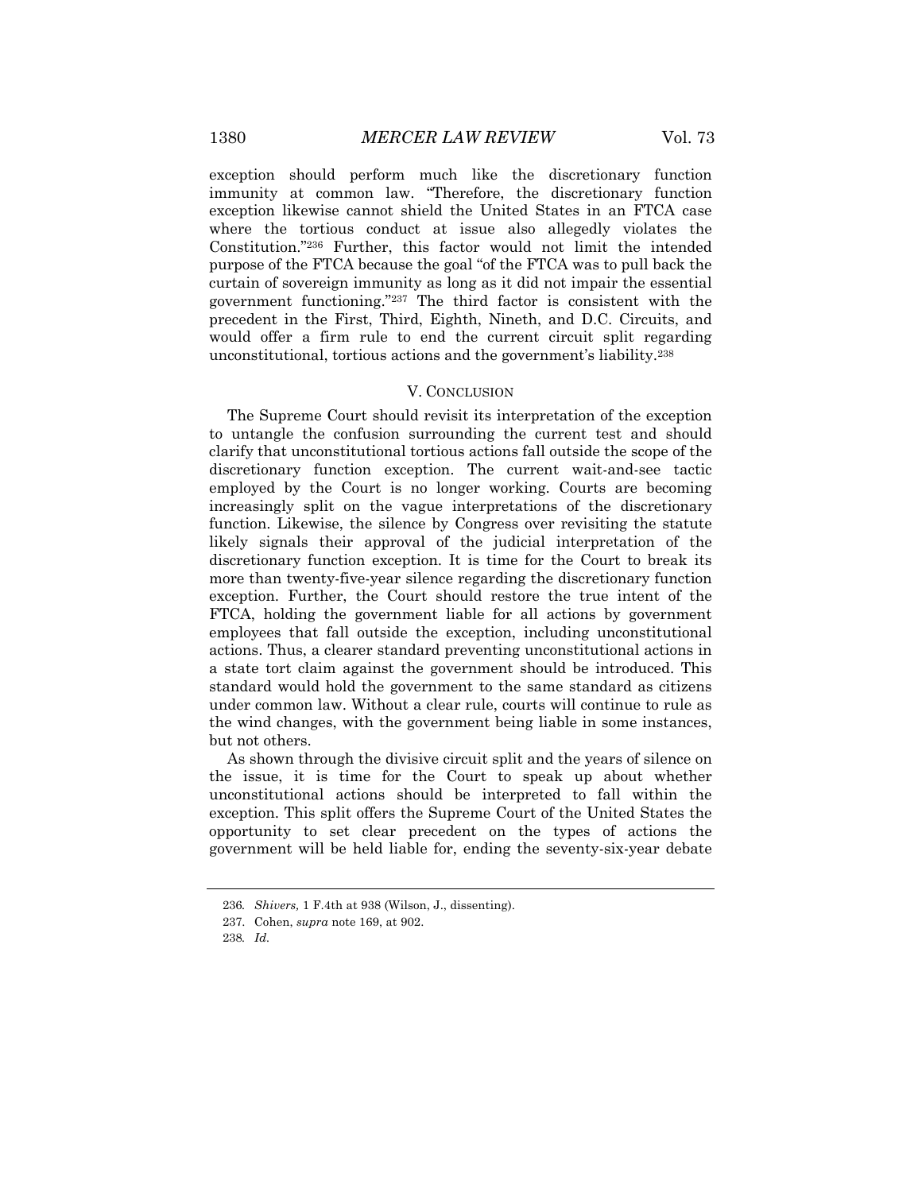exception should perform much like the discretionary function immunity at common law. "Therefore, the discretionary function exception likewise cannot shield the United States in an FTCA case where the tortious conduct at issue also allegedly violates the Constitution."[236] Further, this factor would not limit the intended purpose of the FTCA because the goal "of the FTCA was to pull back the curtain of sovereign immunity as long as it did not impair the essential government functioning."[237] The third factor is consistent with the precedent in the First, Third, Eighth, Nineth, and D.C. Circuits, and would offer a firm rule to end the current circuit split regarding unconstitutional, tortious actions and the government's liability.[238]

## V. CONCLUSION

The Supreme Court should revisit its interpretation of the exception to untangle the confusion surrounding the current test and should clarify that unconstitutional tortious actions fall outside the scope of the discretionary function exception. The current wait-and-see tactic employed by the Court is no longer working. Courts are becoming increasingly split on the vague interpretations of the discretionary function. Likewise, the silence by Congress over revisiting the statute likely signals their approval of the judicial interpretation of the discretionary function exception. It is time for the Court to break its more than twenty-five-year silence regarding the discretionary function exception. Further, the Court should restore the true intent of the FTCA, holding the government liable for all actions by government employees that fall outside the exception, including unconstitutional actions. Thus, a clearer standard preventing unconstitutional actions in a state tort claim against the government should be introduced. This standard would hold the government to the same standard as citizens under common law. Without a clear rule, courts will continue to rule as the wind changes, with the government being liable in some instances, but not others.

As shown through the divisive circuit split and the years of silence on the issue, it is time for the Court to speak up about whether unconstitutional actions should be interpreted to fall within the exception. This split offers the Supreme Court of the United States the opportunity to set clear precedent on the types of actions the government will be held liable for, ending the seventy-six-year debate

---

236. *Shivers,* 1 F.4th at 938 (Wilson, J., dissenting).

237. Cohen, *supra* note 169, at 902.

238. *Id.*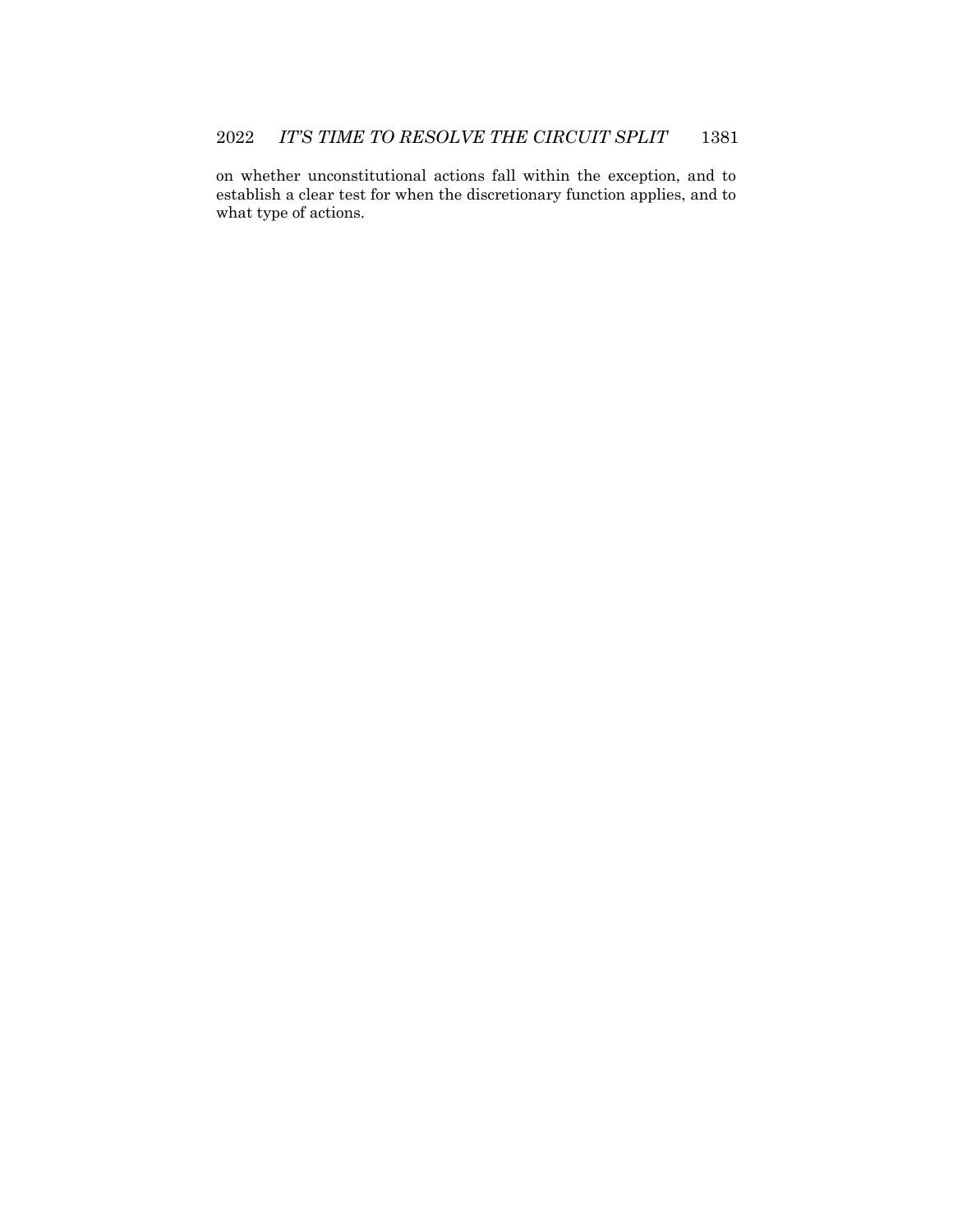on whether unconstitutional actions fall within the exception, and to establish a clear test for when the discretionary function applies, and to what type of actions.